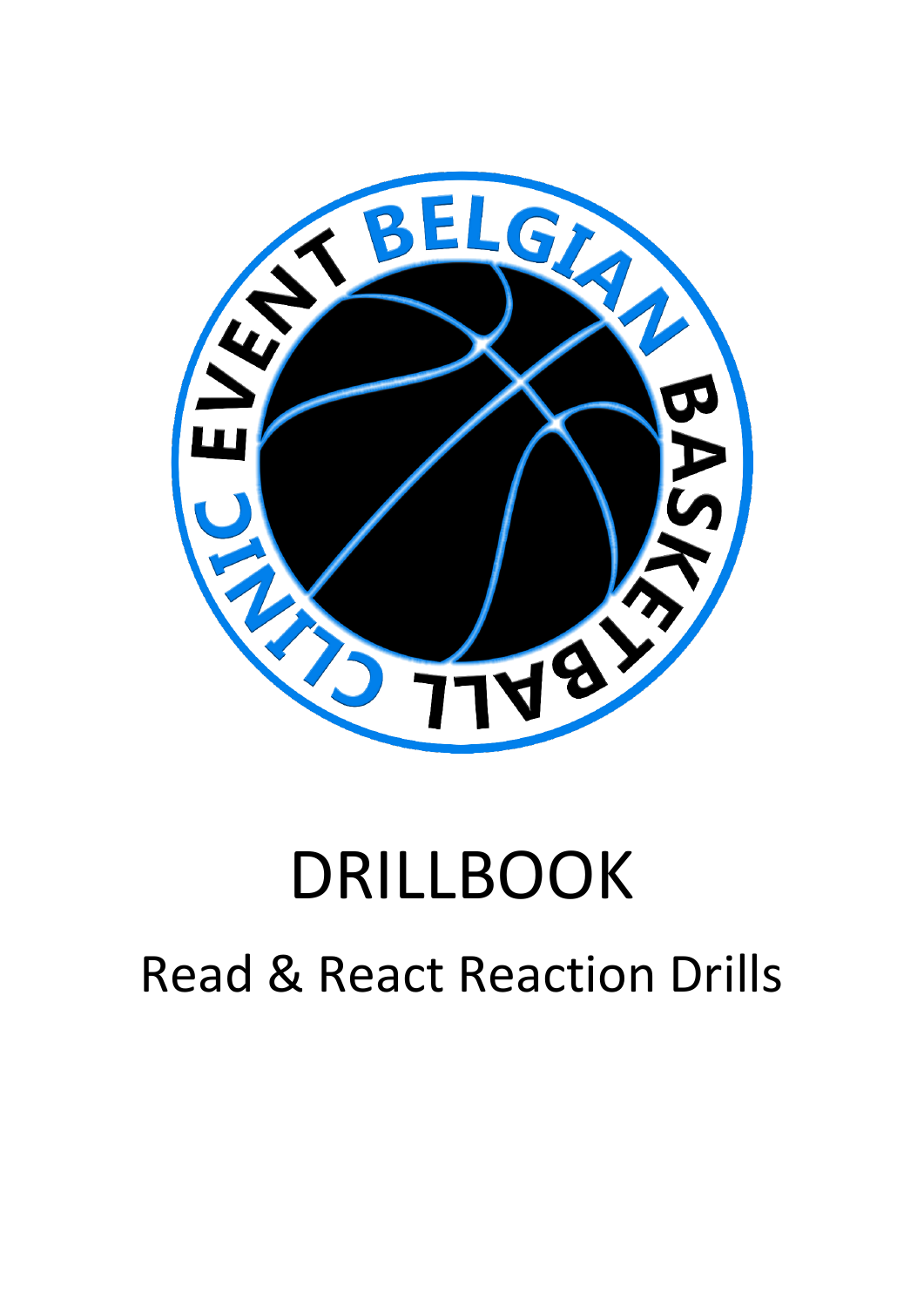EVENT BELGIAN BASKETBALL CLINIC

# DRILLBOOK

## Read & React Reaction Drills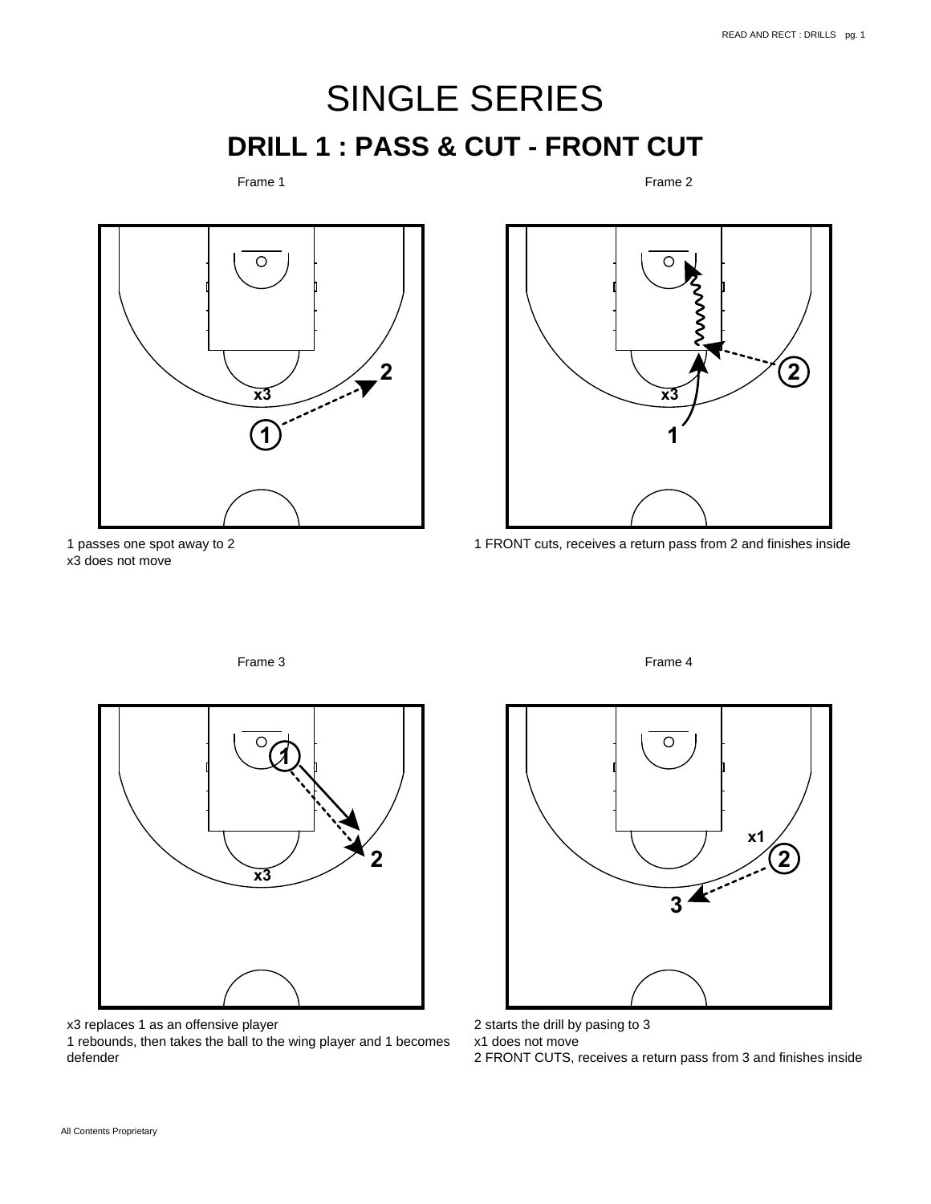# SINGLE SERIES

## DRILL 1 : PASS & CUT - FRONT CUT

Frame 1

1 passes one spot away to 2
x3 does not move

Frame 2

1 FRONT cuts, receives a return pass from 2 and finishes inside

Frame 3

x3 replaces 1 as an offensive player
1 rebounds, then takes the ball to the wing player and 1 becomes defender

Frame 4

2 starts the drill by pasing to 3
x1 does not move
2 FRONT CUTS, receives a return pass from 3 and finishes inside

All Contents Proprietary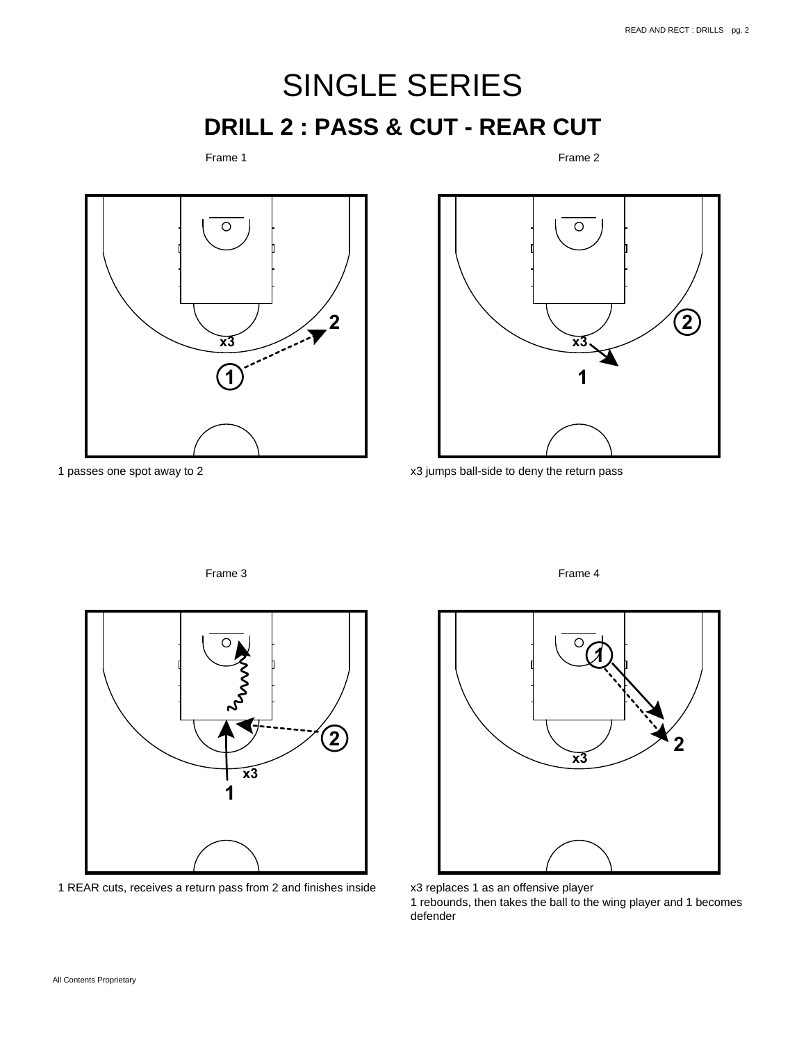# SINGLE SERIES

## DRILL 2 : PASS & CUT - REAR CUT

Frame 1

1 passes one spot away to 2

Frame 2

x3 jumps ball-side to deny the return pass

Frame 3

1 REAR cuts, receives a return pass from 2 and finishes inside

Frame 4

x3 replaces 1 as an offensive player
1 rebounds, then takes the ball to the wing player and 1 becomes defender

All Contents Proprietary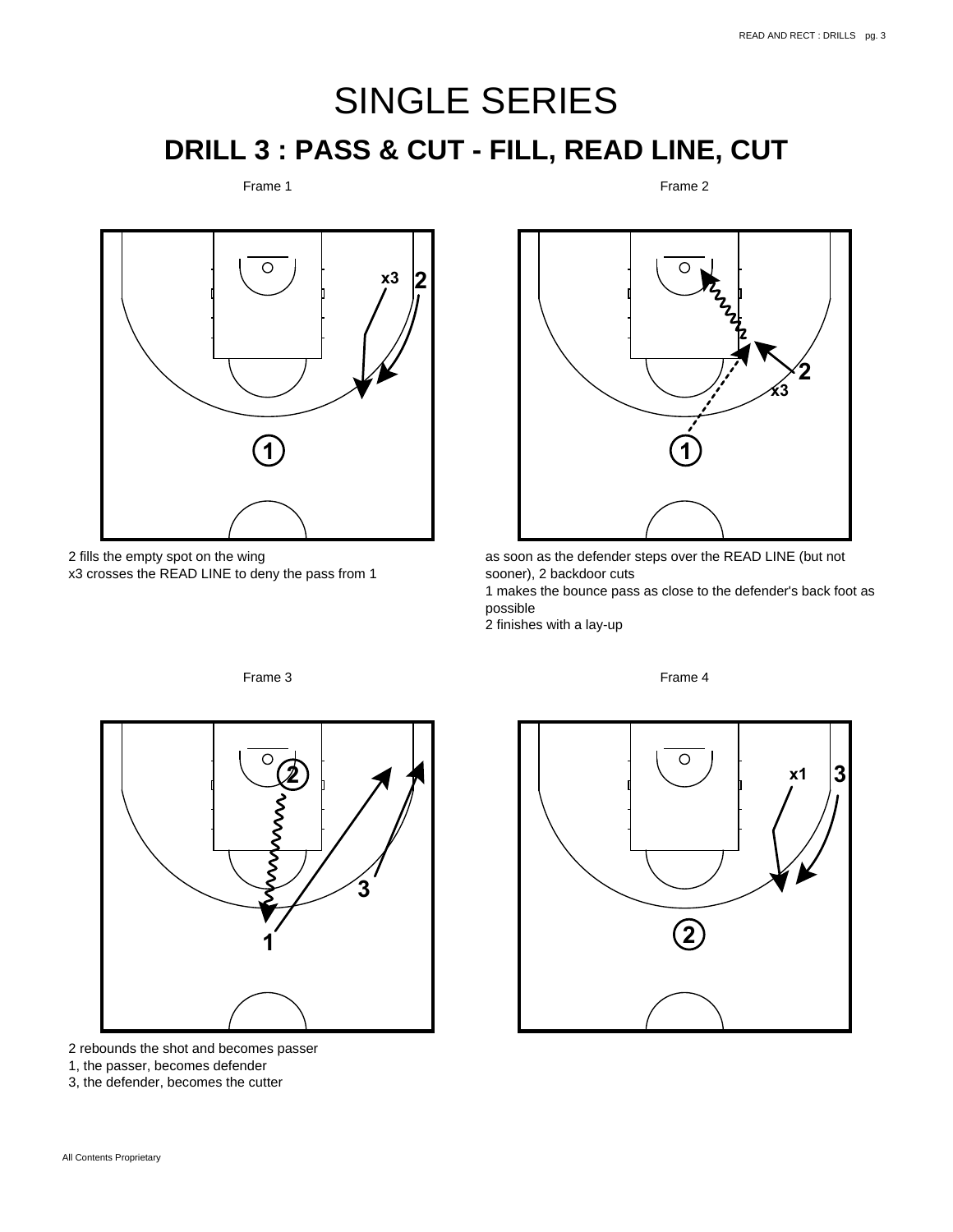# SINGLE SERIES

## DRILL 3 : PASS & CUT - FILL, READ LINE, CUT

Frame 1

2 fills the empty spot on the wing
x3 crosses the READ LINE to deny the pass from 1

Frame 2

as soon as the defender steps over the READ LINE (but not sooner), 2 backdoor cuts
1 makes the bounce pass as close to the defender's back foot as possible
2 finishes with a lay-up

Frame 3

2 rebounds the shot and becomes passer
1, the passer, becomes defender
3, the defender, becomes the cutter

Frame 4

All Contents Proprietary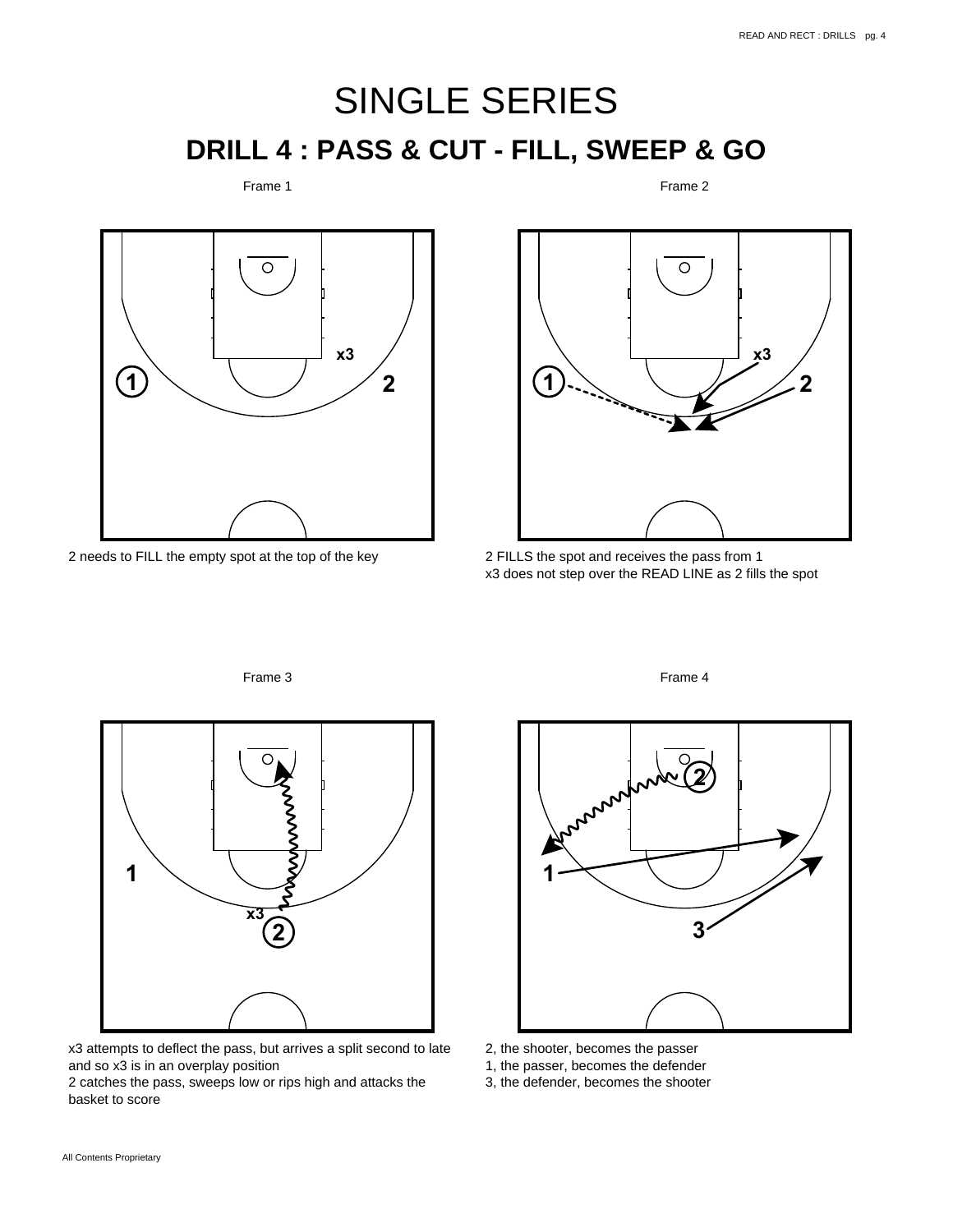# SINGLE SERIES

## DRILL 4 : PASS & CUT - FILL, SWEEP & GO

Frame 1

2 needs to FILL the empty spot at the top of the key

Frame 2

2 FILLS the spot and receives the pass from 1
x3 does not step over the READ LINE as 2 fills the spot

Frame 3

x3 attempts to deflect the pass, but arrives a split second to late and so x3 is in an overplay position
2 catches the pass, sweeps low or rips high and attacks the basket to score

Frame 4

2, the shooter, becomes the passer
1, the passer, becomes the defender
3, the defender, becomes the shooter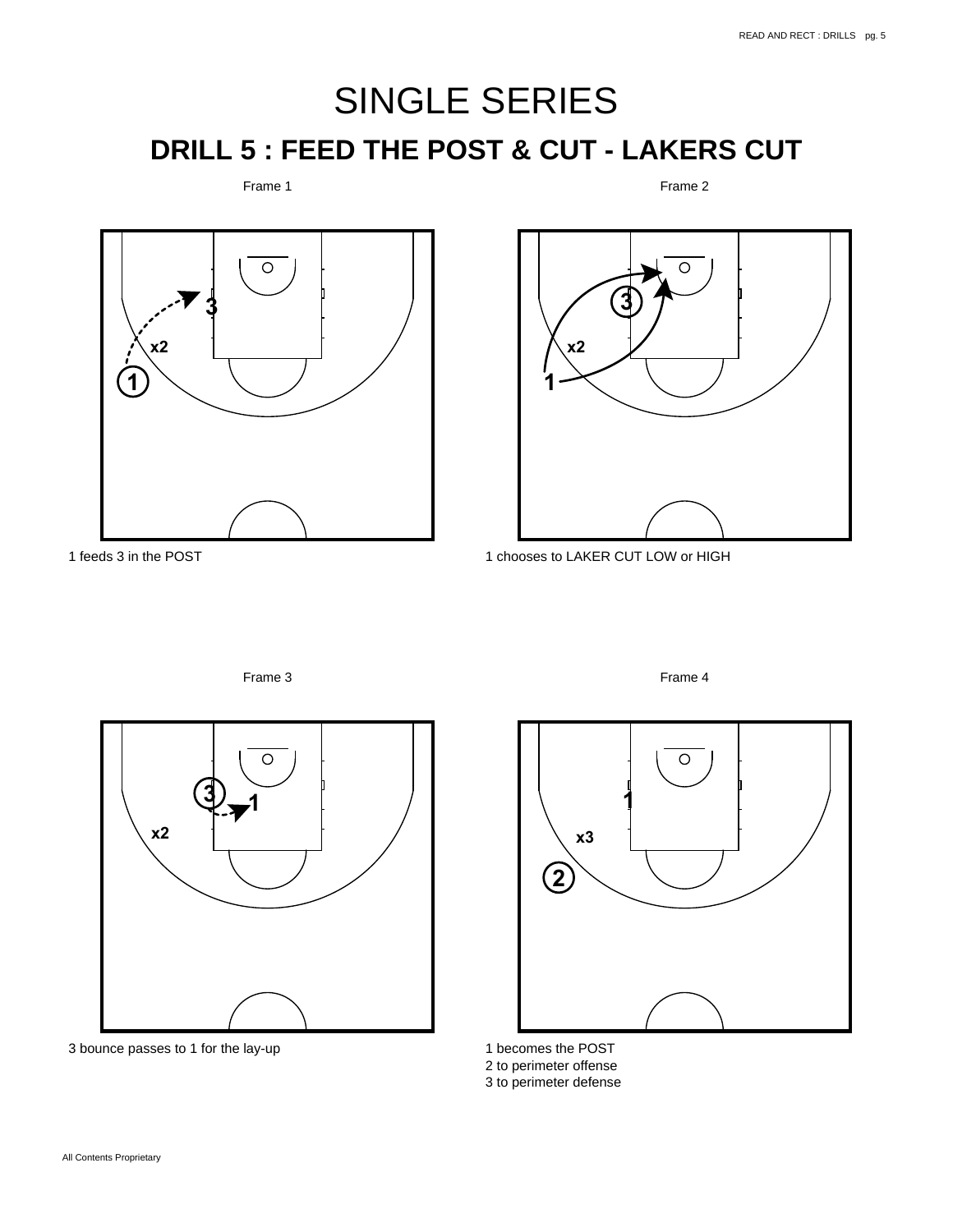# SINGLE SERIES

## DRILL 5 : FEED THE POST & CUT - LAKERS CUT

Frame 1

1 feeds 3 in the POST

Frame 2

1 chooses to LAKER CUT LOW or HIGH

Frame 3

3 bounce passes to 1 for the lay-up

Frame 4

1 becomes the POST
2 to perimeter offense
3 to perimeter defense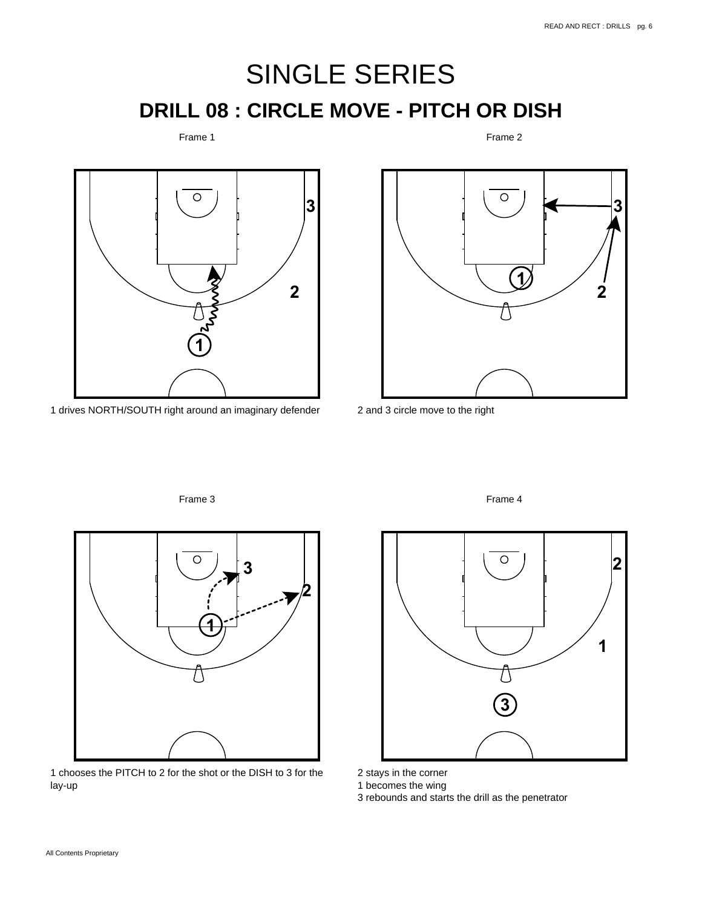# SINGLE SERIES

## DRILL 08 : CIRCLE MOVE - PITCH OR DISH

Frame 1

1 drives NORTH/SOUTH right around an imaginary defender

Frame 2

2 and 3 circle move to the right

Frame 3

1 chooses the PITCH to 2 for the shot or the DISH to 3 for the lay-up

Frame 4

2 stays in the corner
1 becomes the wing
3 rebounds and starts the drill as the penetrator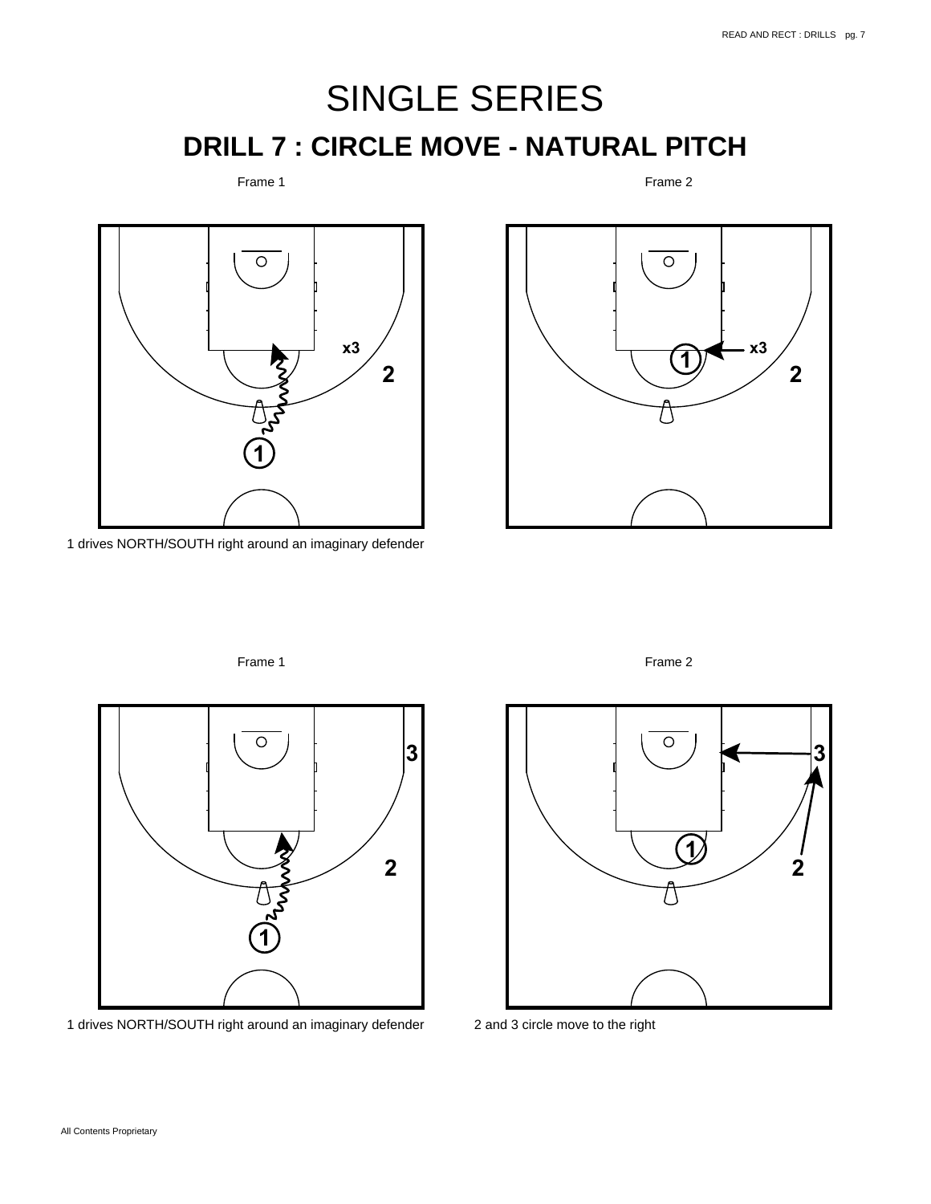# SINGLE SERIES

## DRILL 7 : CIRCLE MOVE - NATURAL PITCH

Frame 1

Frame 2

1 drives NORTH/SOUTH right around an imaginary defender

Frame 1

Frame 2

1 drives NORTH/SOUTH right around an imaginary defender

2 and 3 circle move to the right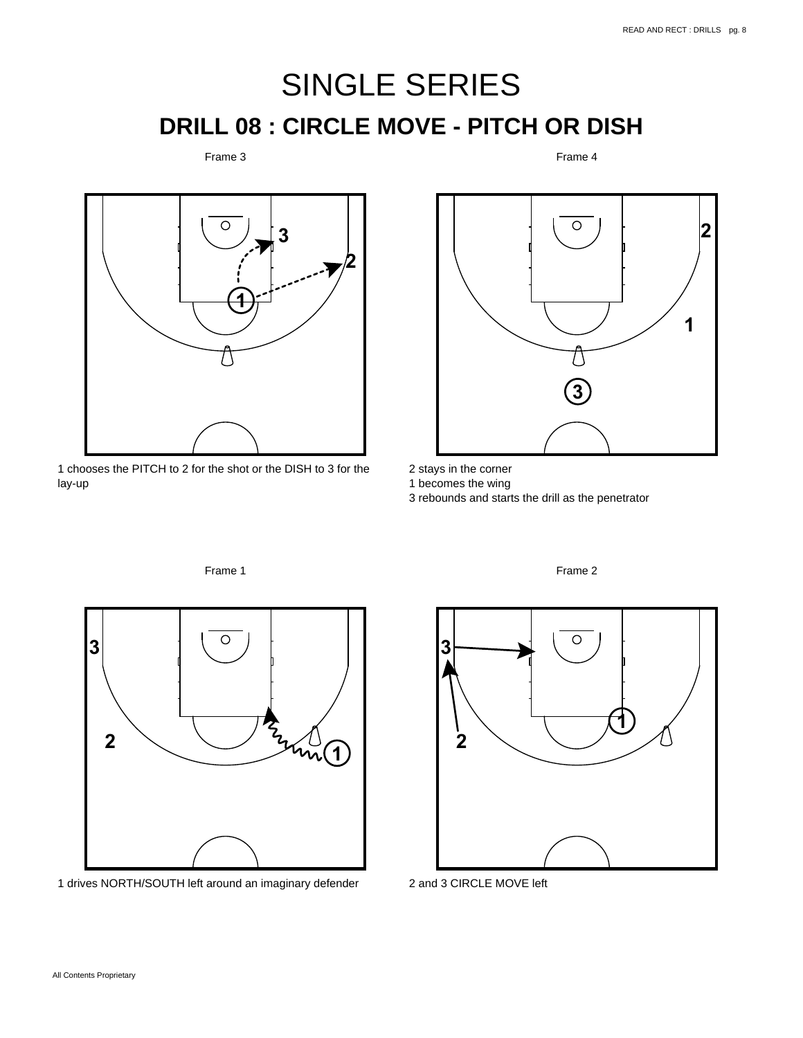# SINGLE SERIES

## DRILL 08 : CIRCLE MOVE - PITCH OR DISH

Frame 1

1 drives NORTH/SOUTH left around an imaginary defender

Frame 2

2 and 3 CIRCLE MOVE left

Frame 3

1 chooses the PITCH to 2 for the shot or the DISH to 3 for the lay-up

Frame 4

2 stays in the corner
1 becomes the wing
3 rebounds and starts the drill as the penetrator

All Contents Proprietary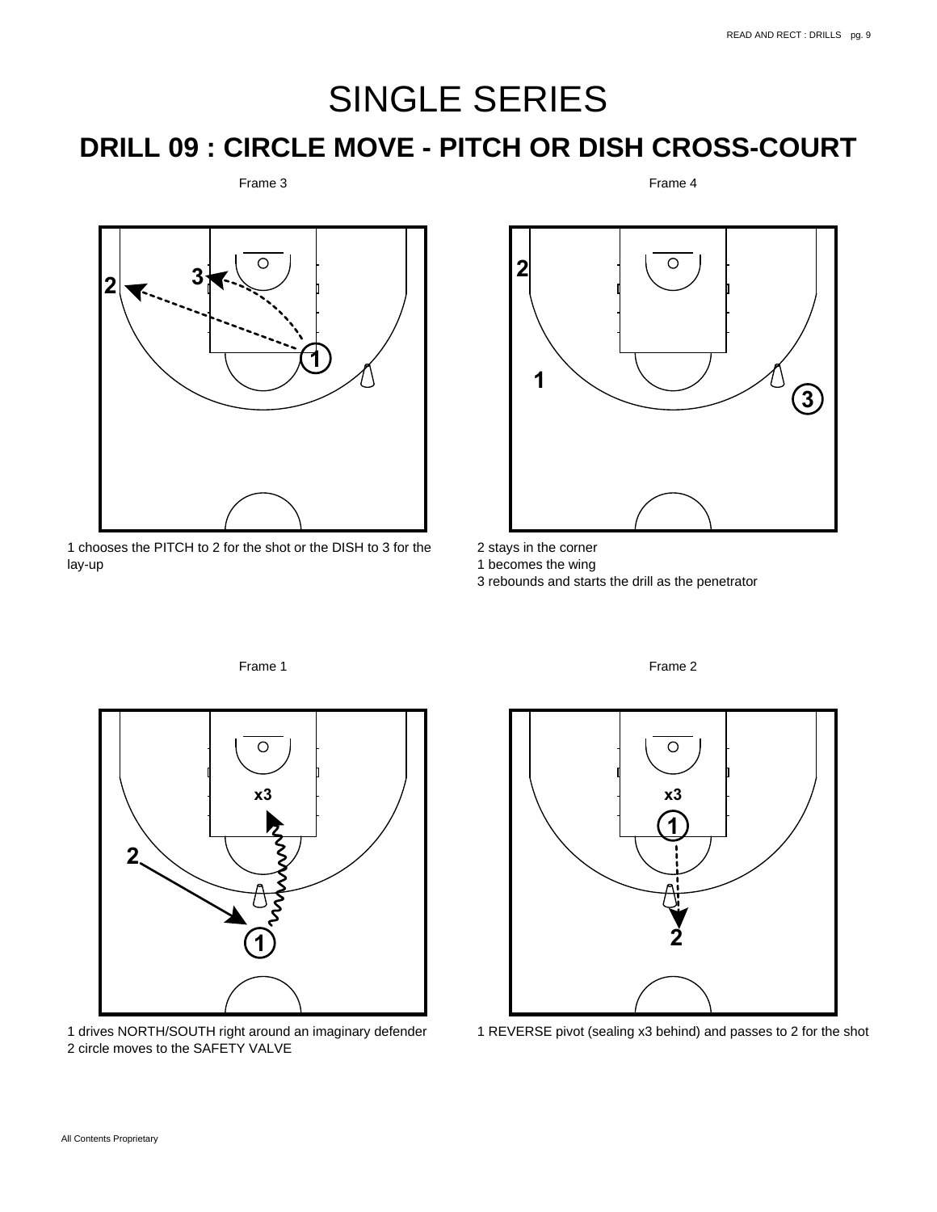# SINGLE SERIES

## DRILL 09 : CIRCLE MOVE - PITCH OR DISH CROSS-COURT

Frame 3

1 chooses the PITCH to 2 for the shot or the DISH to 3 for the lay-up

Frame 4

2 stays in the corner
1 becomes the wing
3 rebounds and starts the drill as the penetrator

Frame 1

1 drives NORTH/SOUTH right around an imaginary defender
2 circle moves to the SAFETY VALVE

Frame 2

1 REVERSE pivot (sealing x3 behind) and passes to 2 for the shot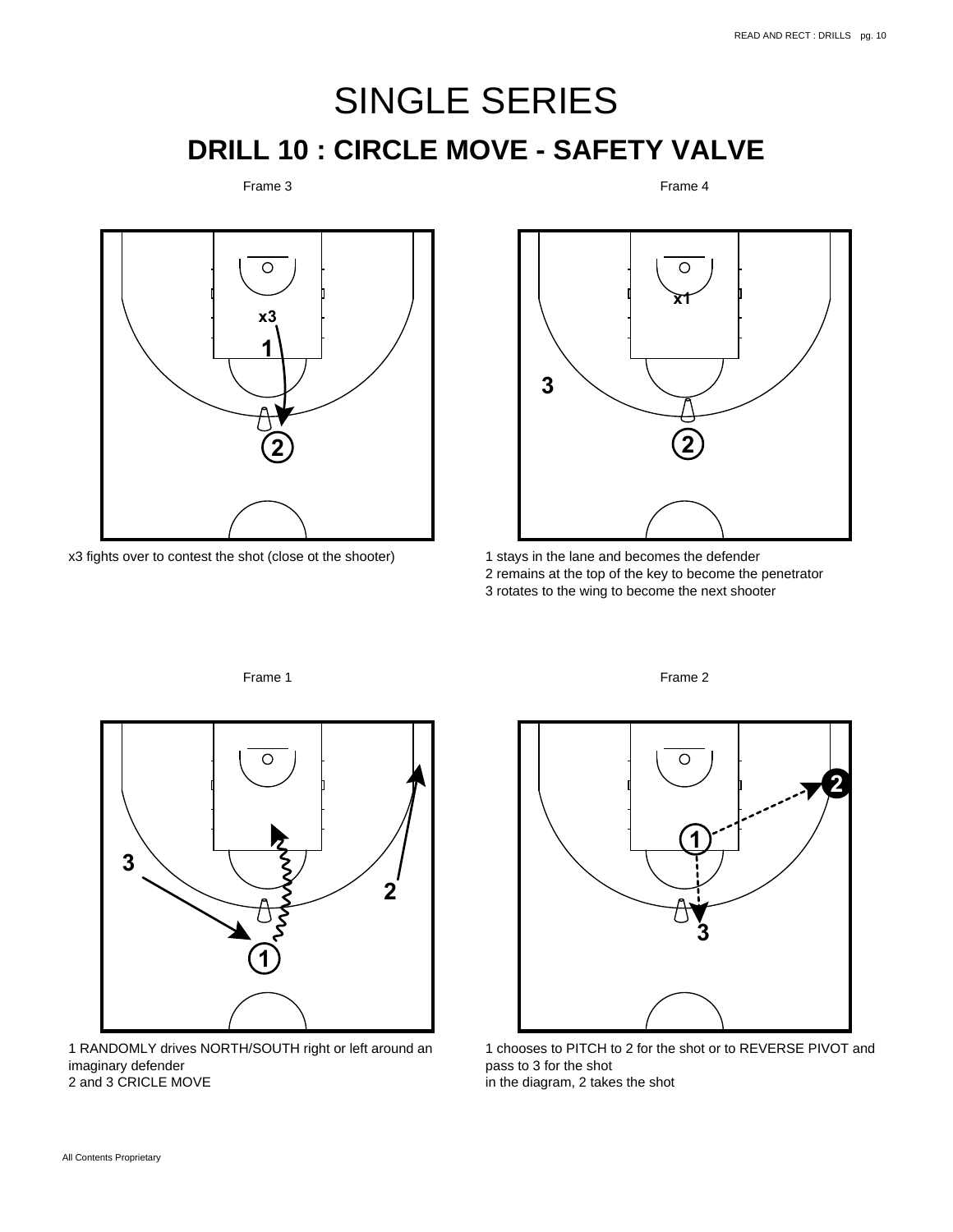# SINGLE SERIES

## DRILL 10 : CIRCLE MOVE - SAFETY VALVE

Frame 3

x3 fights over to contest the shot (close ot the shooter)

Frame 4

1 stays in the lane and becomes the defender
2 remains at the top of the key to become the penetrator
3 rotates to the wing to become the next shooter

Frame 1

1 RANDOMLY drives NORTH/SOUTH right or left around an imaginary defender
2 and 3 CRICLE MOVE

Frame 2

1 chooses to PITCH to 2 for the shot or to REVERSE PIVOT and pass to 3 for the shot
in the diagram, 2 takes the shot

All Contents Proprietary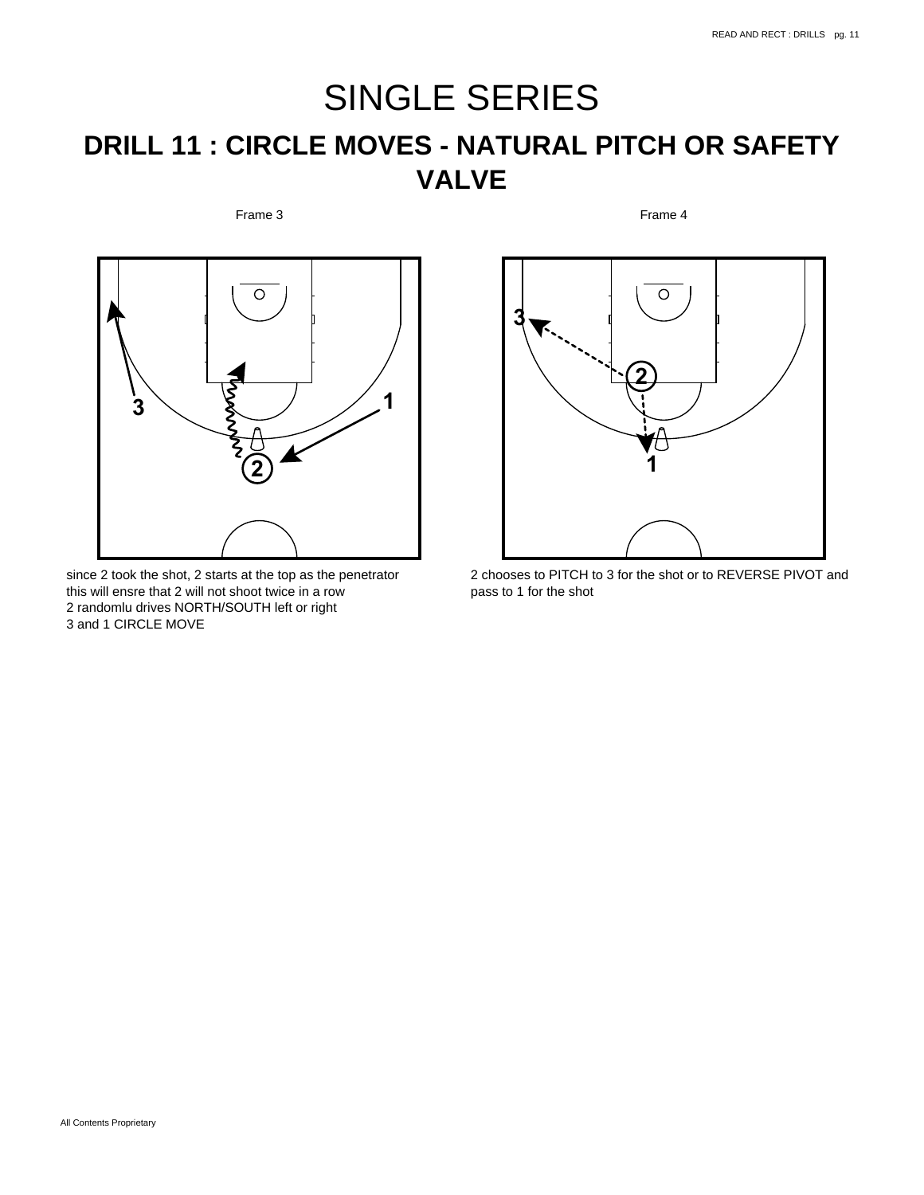# SINGLE SERIES

## DRILL 11 : CIRCLE MOVES - NATURAL PITCH OR SAFETY VALVE

Frame 3

since 2 took the shot, 2 starts at the top as the penetrator
this will ensre that 2 will not shoot twice in a row
2 randomlu drives NORTH/SOUTH left or right
3 and 1 CIRCLE MOVE

Frame 4

2 chooses to PITCH to 3 for the shot or to REVERSE PIVOT and pass to 1 for the shot

All Contents Proprietary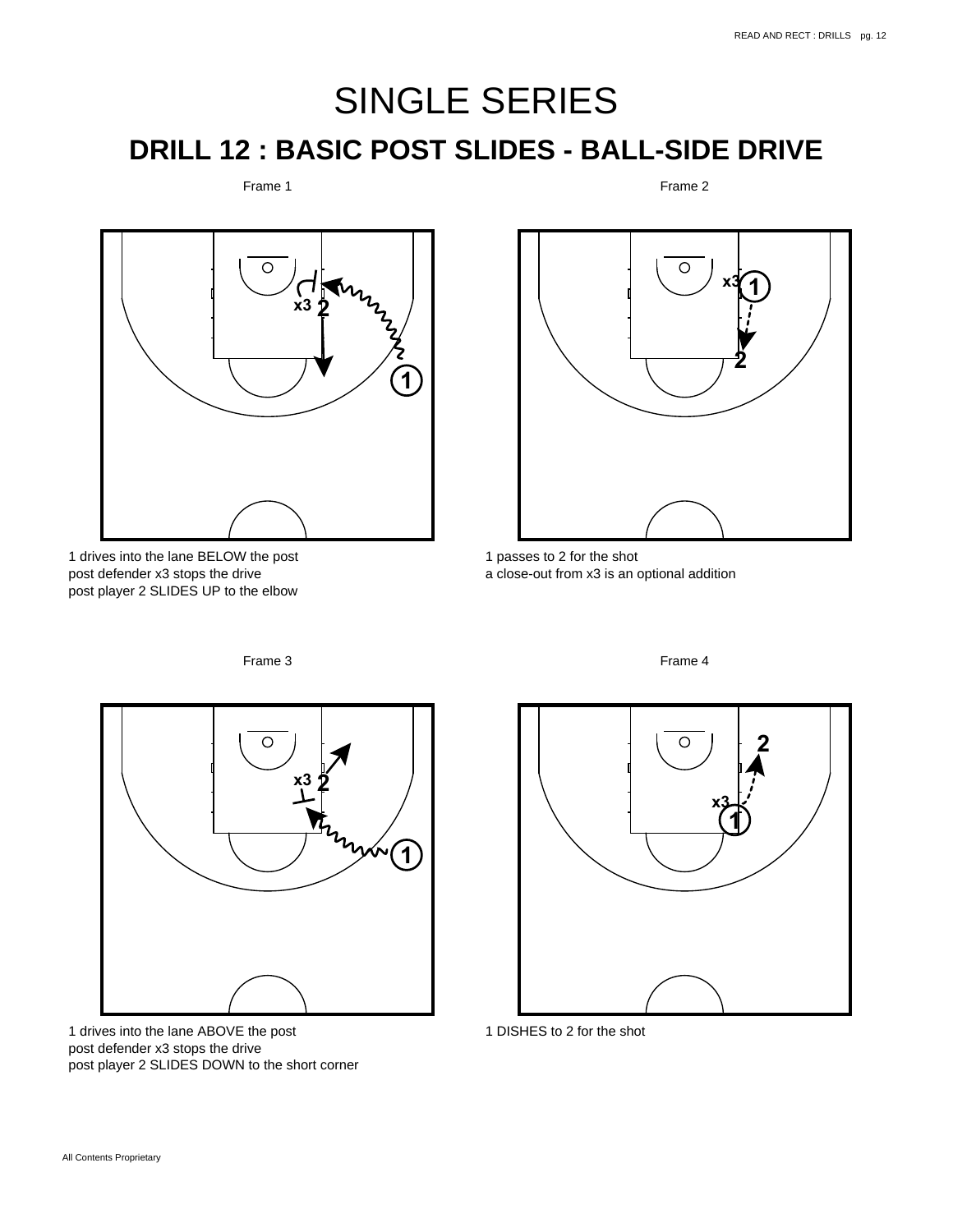# SINGLE SERIES

## DRILL 12 : BASIC POST SLIDES - BALL-SIDE DRIVE

Frame 1

1 drives into the lane BELOW the post
post defender x3 stops the drive
post player 2 SLIDES UP to the elbow

Frame 2

1 passes to 2 for the shot
a close-out from x3 is an optional addition

Frame 3

1 drives into the lane ABOVE the post
post defender x3 stops the drive
post player 2 SLIDES DOWN to the short corner

Frame 4

1 DISHES to 2 for the shot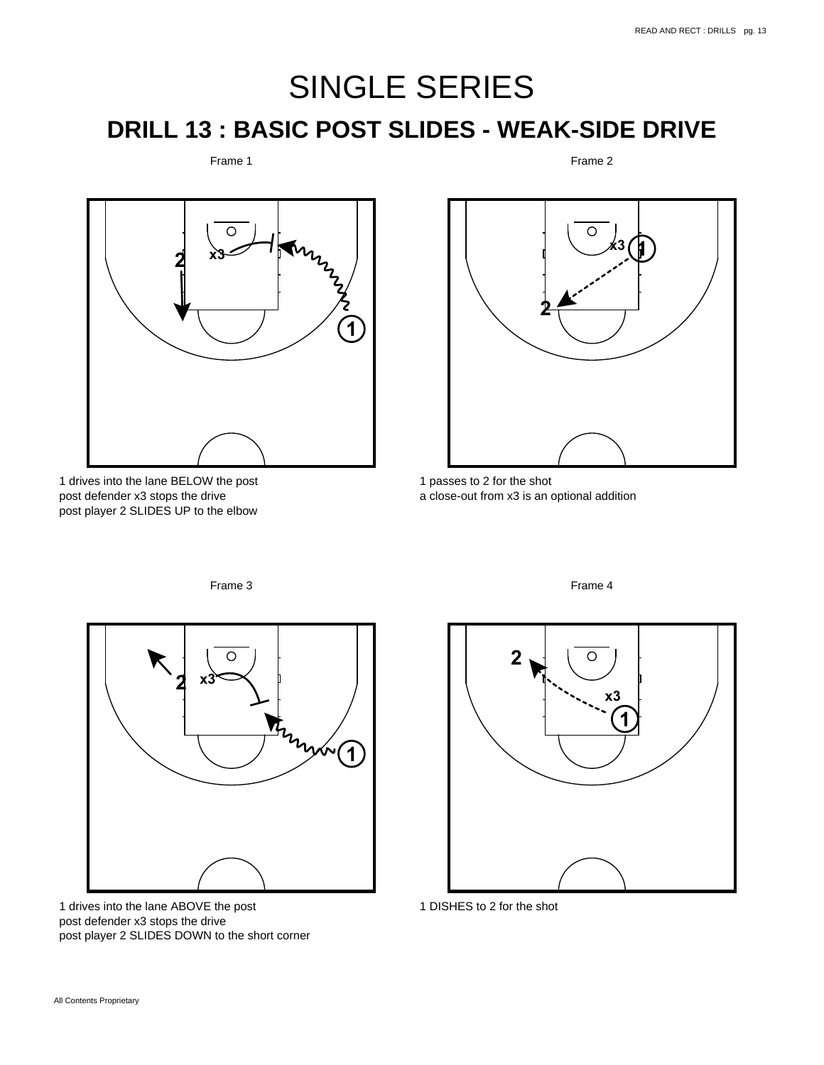# SINGLE SERIES

## DRILL 13 : BASIC POST SLIDES - WEAK-SIDE DRIVE

Frame 1

1 drives into the lane BELOW the post
post defender x3 stops the drive
post player 2 SLIDES UP to the elbow

Frame 2

1 passes to 2 for the shot
a close-out from x3 is an optional addition

Frame 3

1 drives into the lane ABOVE the post
post defender x3 stops the drive
post player 2 SLIDES DOWN to the short corner

Frame 4

1 DISHES to 2 for the shot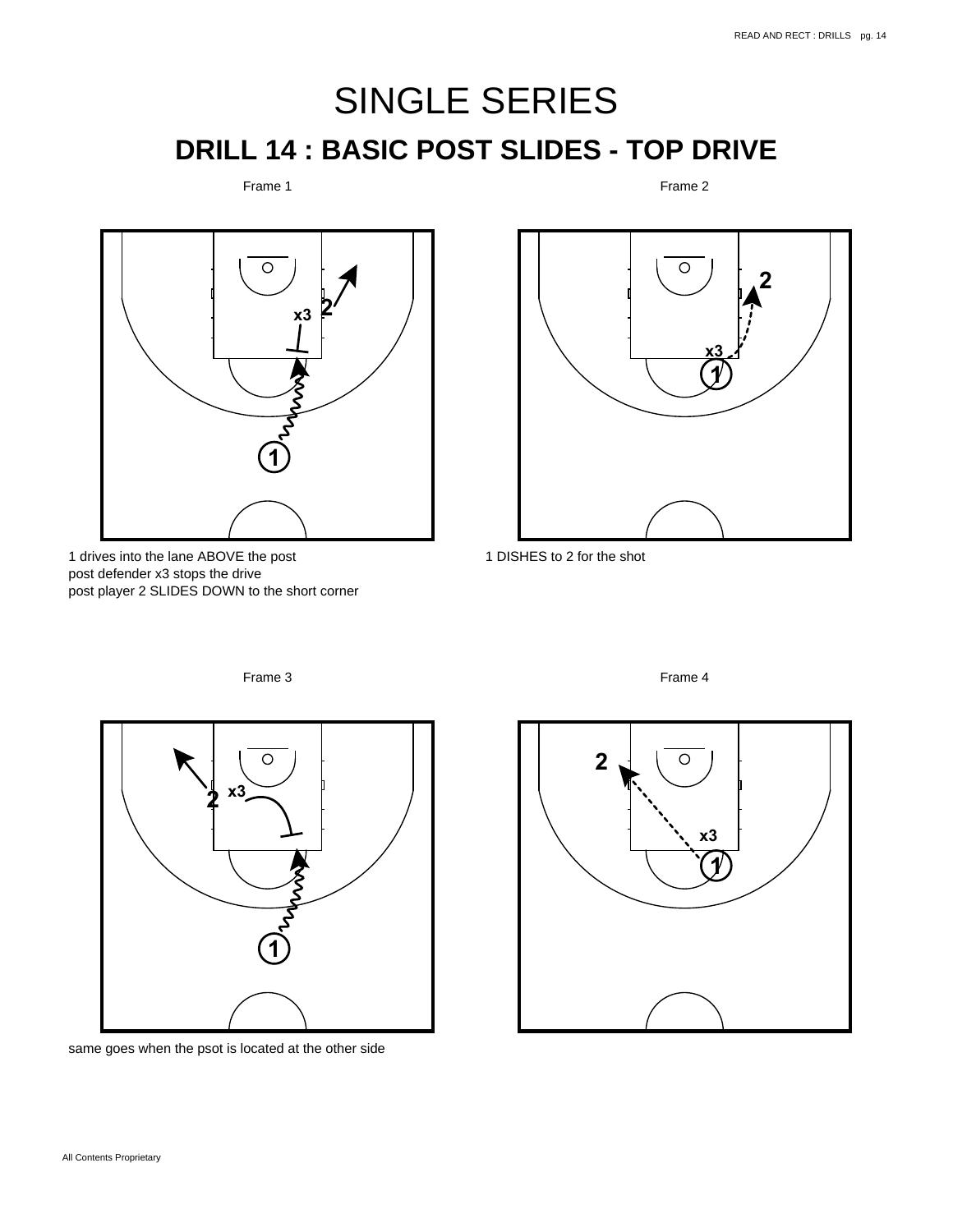# SINGLE SERIES

## DRILL 14 : BASIC POST SLIDES - TOP DRIVE

Frame 1

1 drives into the lane ABOVE the post
post defender x3 stops the drive
post player 2 SLIDES DOWN to the short corner

Frame 2

1 DISHES to 2 for the shot

Frame 3

same goes when the psot is located at the other side

Frame 4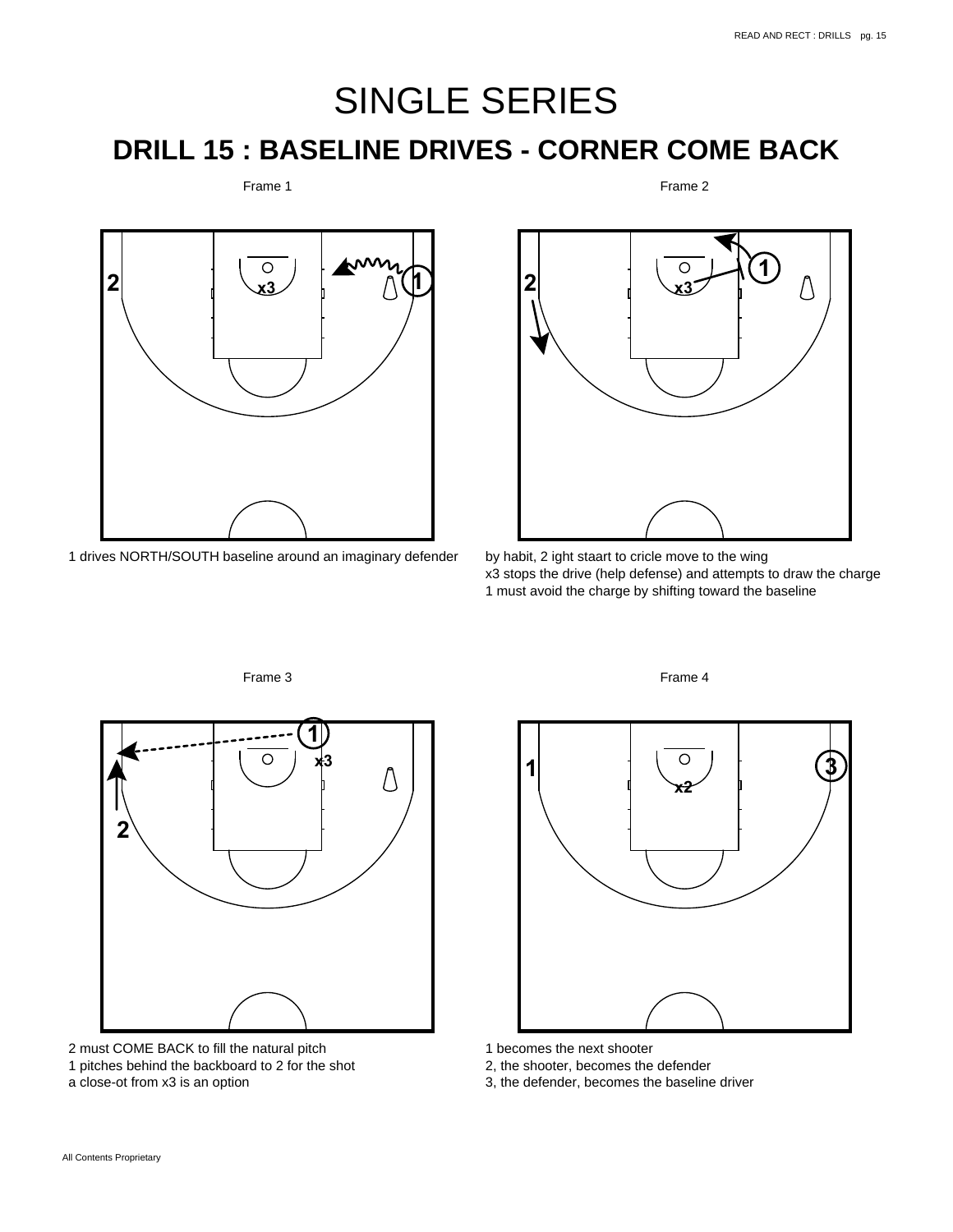# SINGLE SERIES

## DRILL 15 : BASELINE DRIVES - CORNER COME BACK

Frame 1

1 drives NORTH/SOUTH baseline around an imaginary defender

Frame 2

by habit, 2 ight staart to cricle move to the wing
x3 stops the drive (help defense) and attempts to draw the charge
1 must avoid the charge by shifting toward the baseline

Frame 3

2 must COME BACK to fill the natural pitch
1 pitches behind the backboard to 2 for the shot
a close-ot from x3 is an option

Frame 4

1 becomes the next shooter
2, the shooter, becomes the defender
3, the defender, becomes the baseline driver

All Contents Proprietary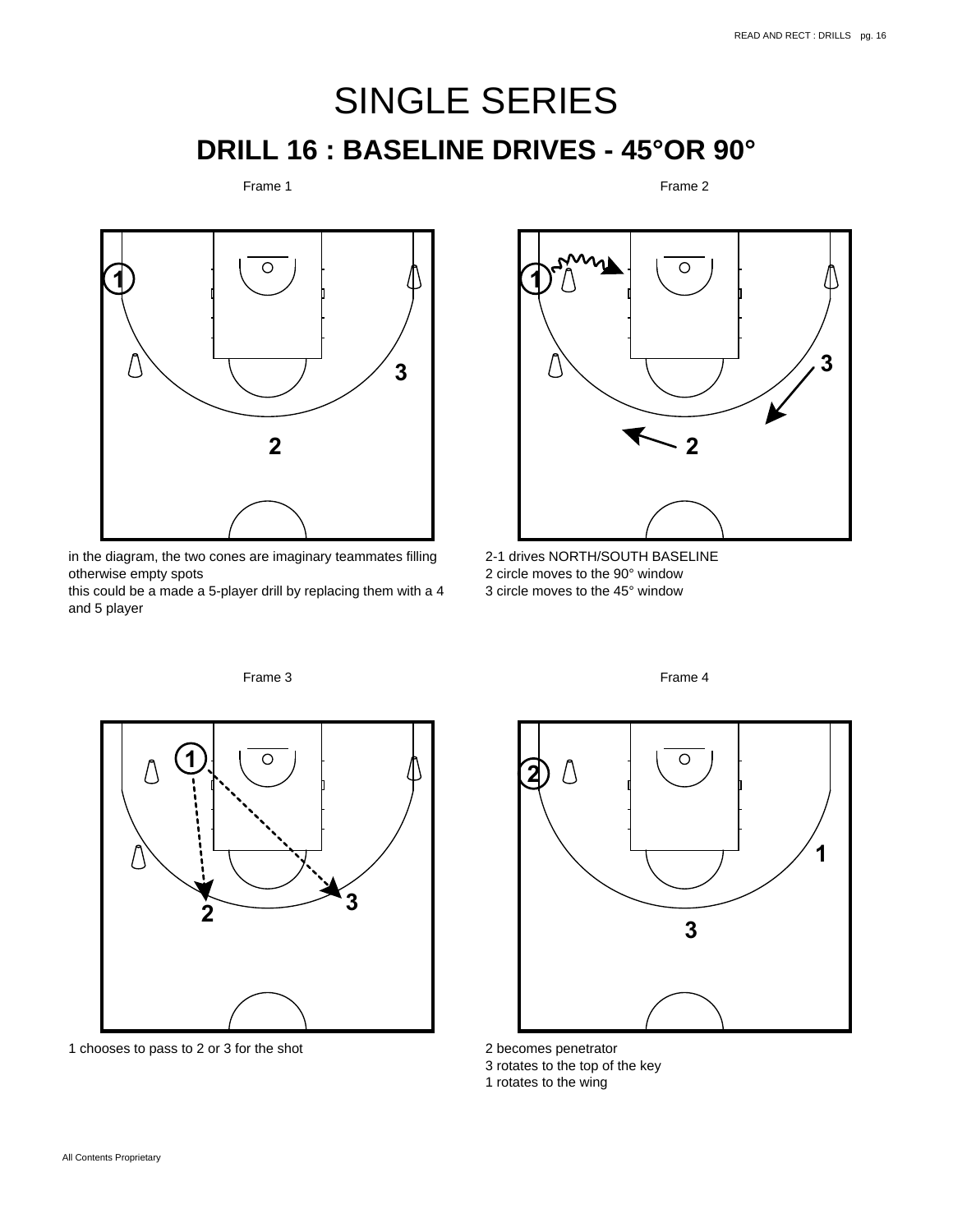# SINGLE SERIES

## DRILL 16 : BASELINE DRIVES - 45°OR 90°

Frame 1

in the diagram, the two cones are imaginary teammates filling otherwise empty spots
this could be a made a 5-player drill by replacing them with a 4 and 5 player

Frame 2

2-1 drives NORTH/SOUTH BASELINE
2 circle moves to the 90° window
3 circle moves to the 45° window

Frame 3

1 chooses to pass to 2 or 3 for the shot

Frame 4

2 becomes penetrator
3 rotates to the top of the key
1 rotates to the wing

All Contents Proprietary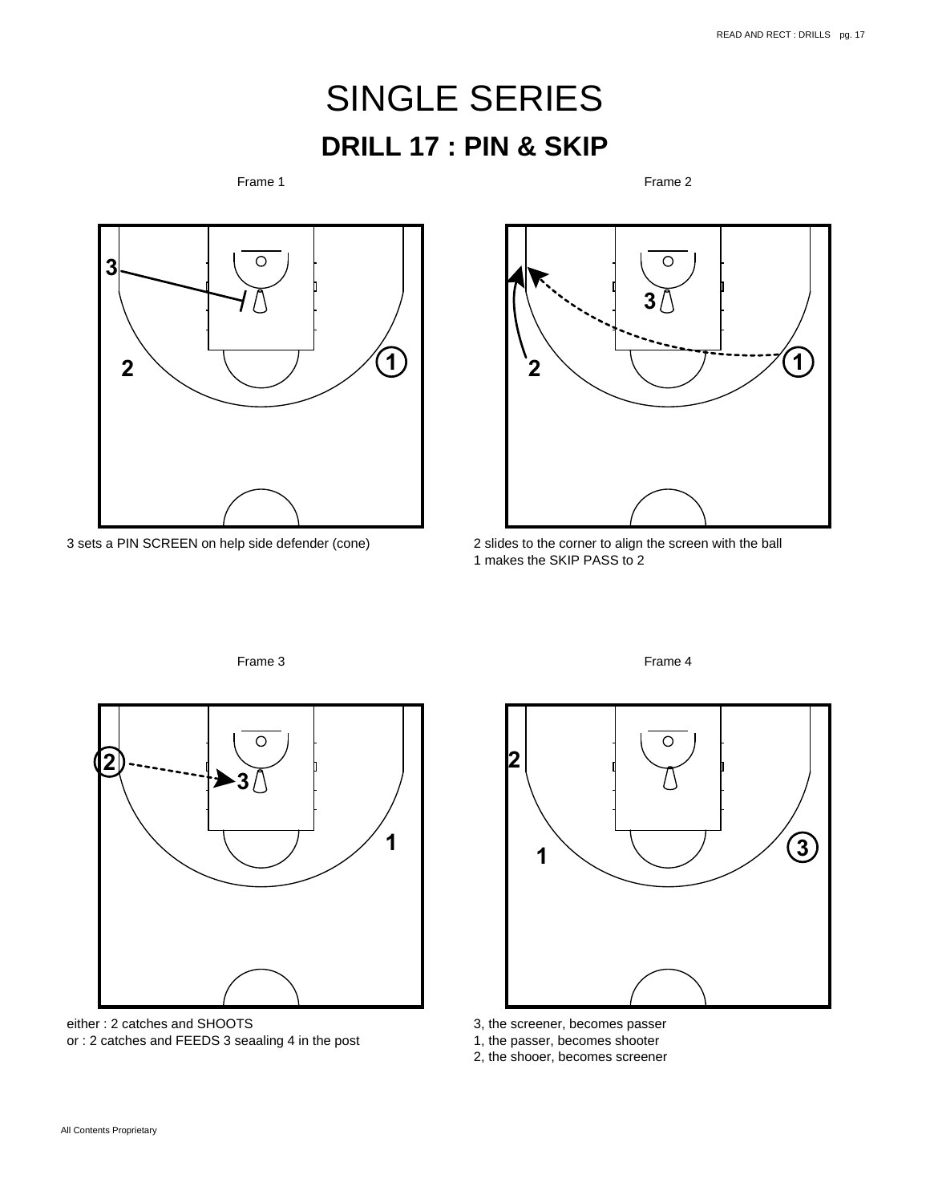# SINGLE SERIES

## DRILL 17 : PIN & SKIP

Frame 1

3 sets a PIN SCREEN on help side defender (cone)

Frame 2

2 slides to the corner to align the screen with the ball
1 makes the SKIP PASS to 2

Frame 3

either : 2 catches and SHOOTS
or : 2 catches and FEEDS 3 seaaling 4 in the post

Frame 4

3, the screener, becomes passer
1, the passer, becomes shooter
2, the shooer, becomes screener

All Contents Proprietary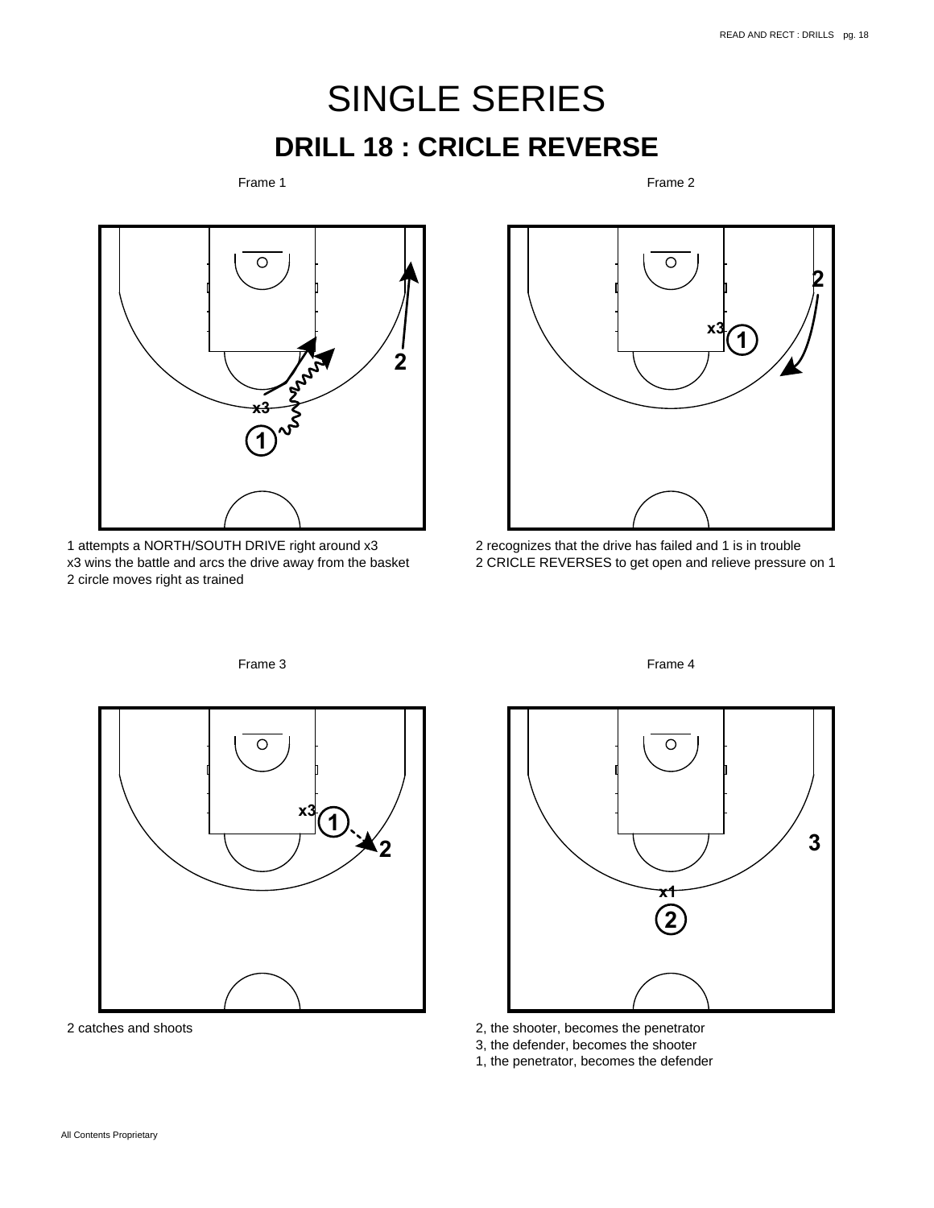# SINGLE SERIES

## DRILL 18 : CRICLE REVERSE

Frame 1

1 attempts a NORTH/SOUTH DRIVE right around x3
x3 wins the battle and arcs the drive away from the basket
2 circle moves right as trained

Frame 2

2 recognizes that the drive has failed and 1 is in trouble
2 CRICLE REVERSES to get open and relieve pressure on 1

Frame 3

2 catches and shoots

Frame 4

2, the shooter, becomes the penetrator
3, the defender, becomes the shooter
1, the penetrator, becomes the defender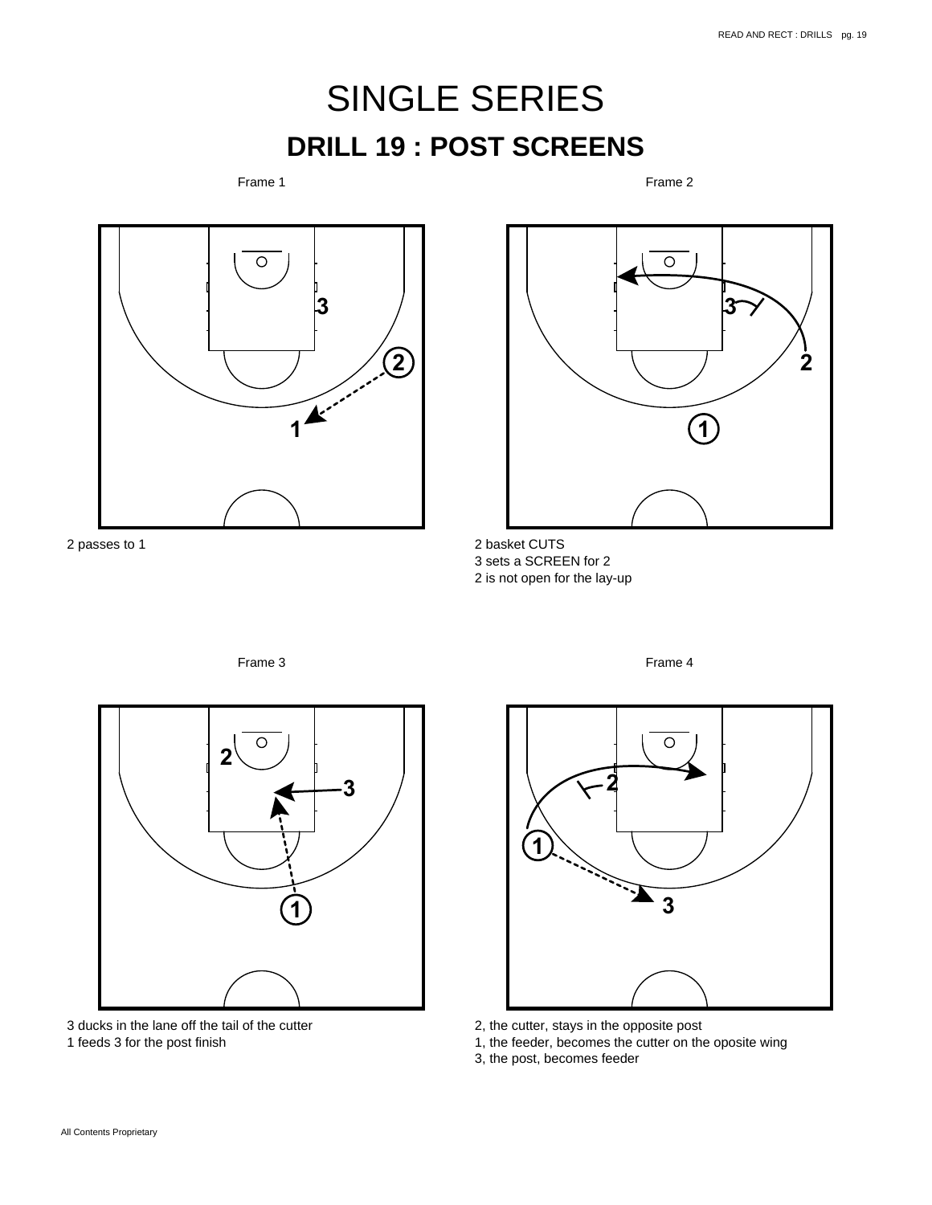# SINGLE SERIES

## DRILL 19 : POST SCREENS

Frame 1

2 passes to 1

Frame 2

2 basket CUTS
3 sets a SCREEN for 2
2 is not open for the lay-up

Frame 3

3 ducks in the lane off the tail of the cutter
1 feeds 3 for the post finish

Frame 4

2, the cutter, stays in the opposite post
1, the feeder, becomes the cutter on the oposite wing
3, the post, becomes feeder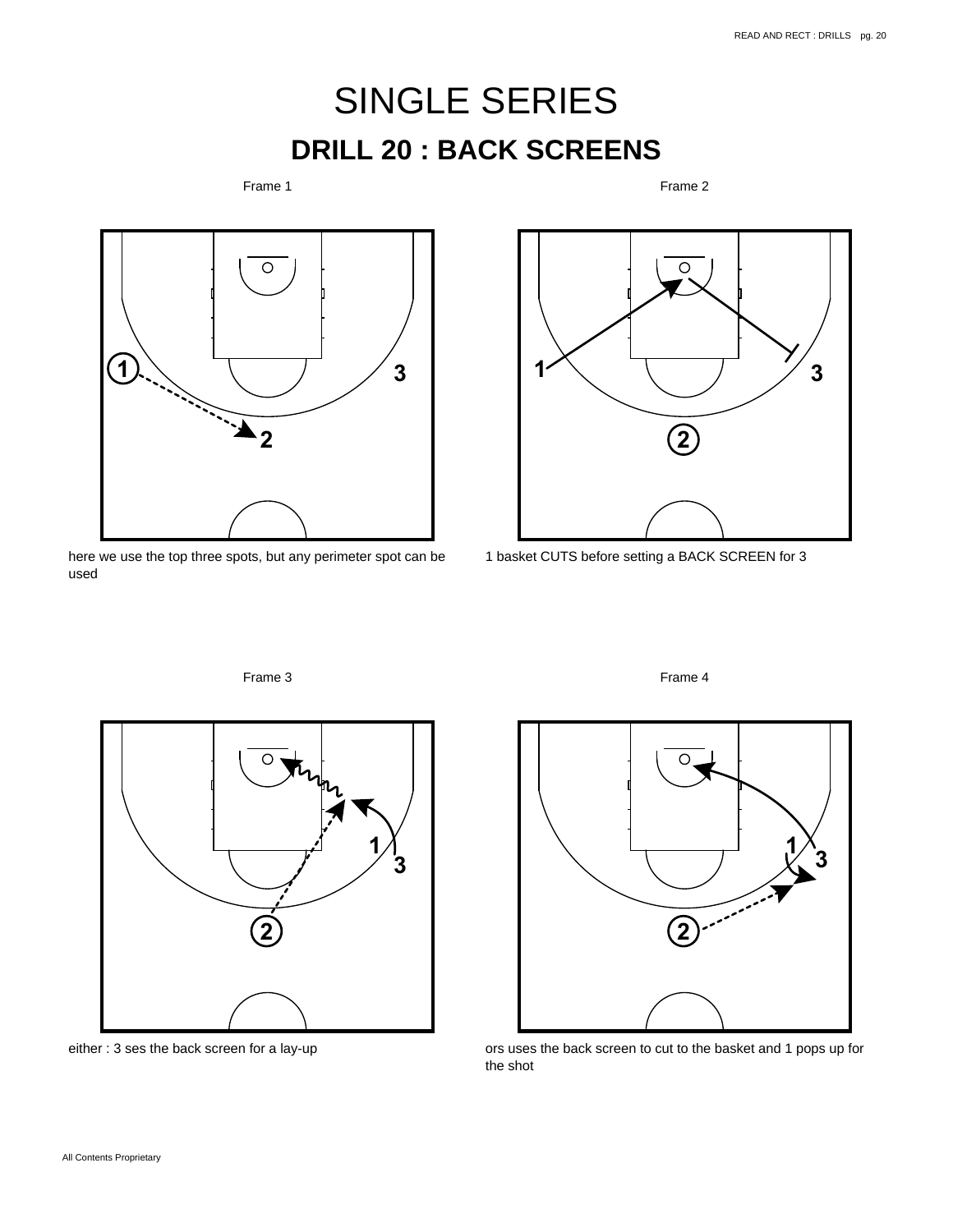# SINGLE SERIES

## DRILL 20 : BACK SCREENS

Frame 1

here we use the top three spots, but any perimeter spot can be used

Frame 2

1 basket CUTS before setting a BACK SCREEN for 3

Frame 3

either : 3 ses the back screen for a lay-up

Frame 4

ors uses the back screen to cut to the basket and 1 pops up for the shot

All Contents Proprietary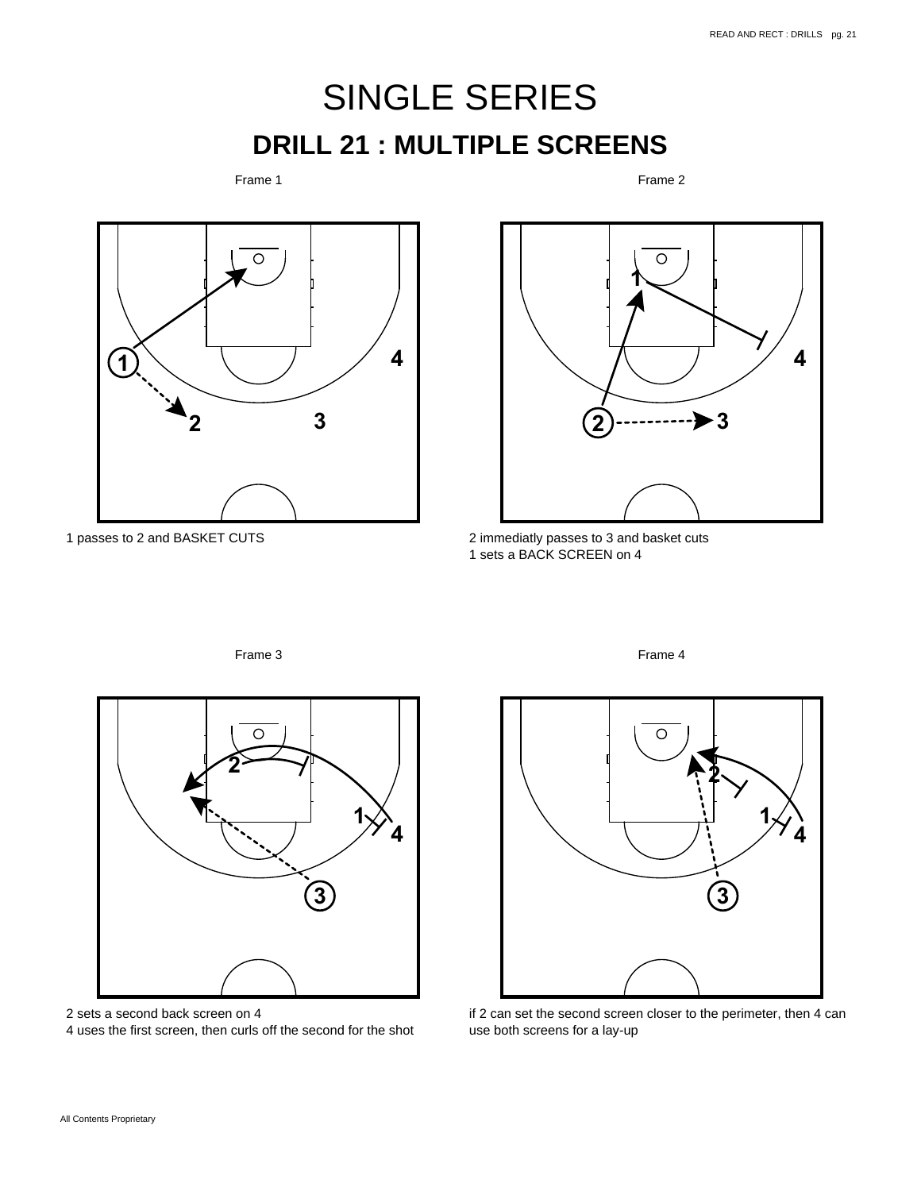# SINGLE SERIES

## DRILL 21 : MULTIPLE SCREENS

Frame 1

1 passes to 2 and BASKET CUTS

Frame 2

2 immediatly passes to 3 and basket cuts
1 sets a BACK SCREEN on 4

Frame 3

2 sets a second back screen on 4
4 uses the first screen, then curls off the second for the shot

Frame 4

if 2 can set the second screen closer to the perimeter, then 4 can use both screens for a lay-up

All Contents Proprietary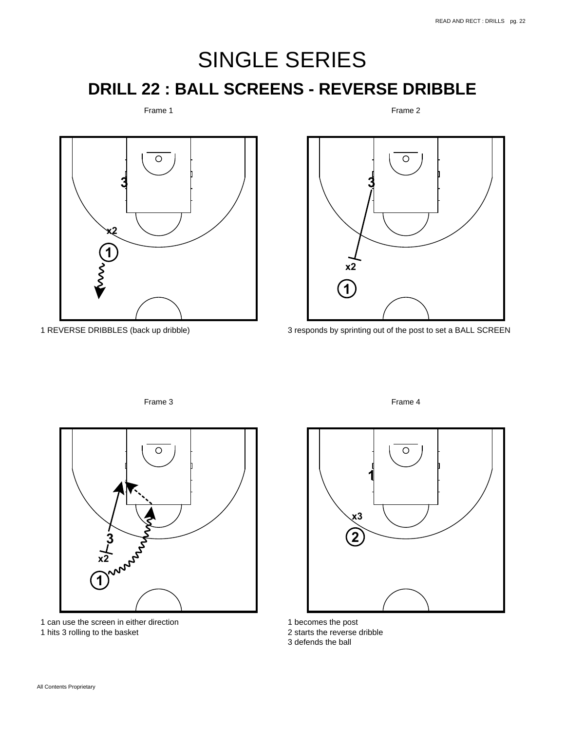# SINGLE SERIES

## DRILL 22 : BALL SCREENS - REVERSE DRIBBLE

Frame 1

1 REVERSE DRIBBLES (back up dribble)

Frame 2

3 responds by sprinting out of the post to set a BALL SCREEN

Frame 3

1 can use the screen in either direction
1 hits 3 rolling to the basket

Frame 4

1 becomes the post
2 starts the reverse dribble
3 defends the ball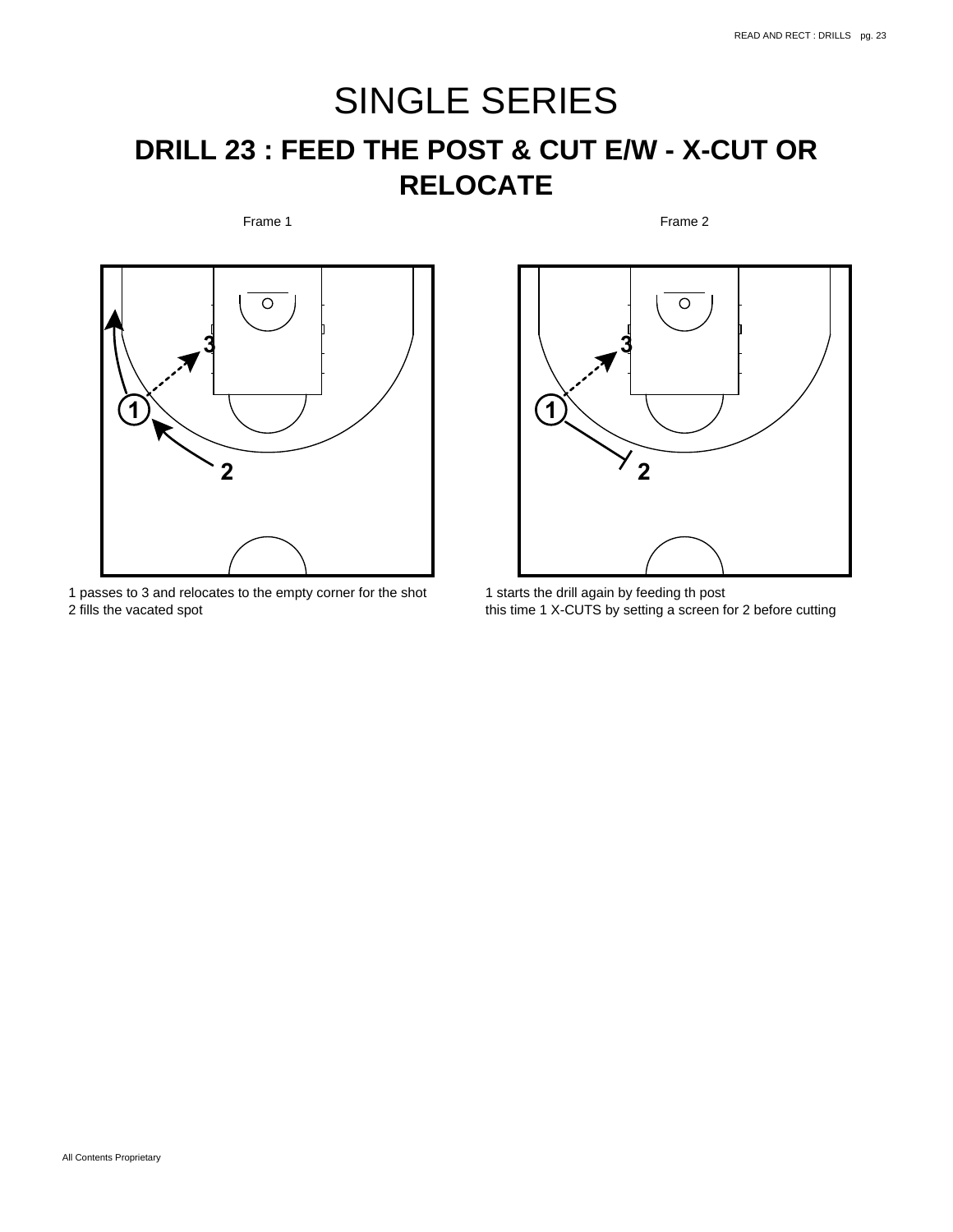# SINGLE SERIES

## DRILL 23 : FEED THE POST & CUT E/W - X-CUT OR RELOCATE

Frame 1

1 passes to 3 and relocates to the empty corner for the shot
2 fills the vacated spot

Frame 2

1 starts the drill again by feeding th post
this time 1 X-CUTS by setting a screen for 2 before cutting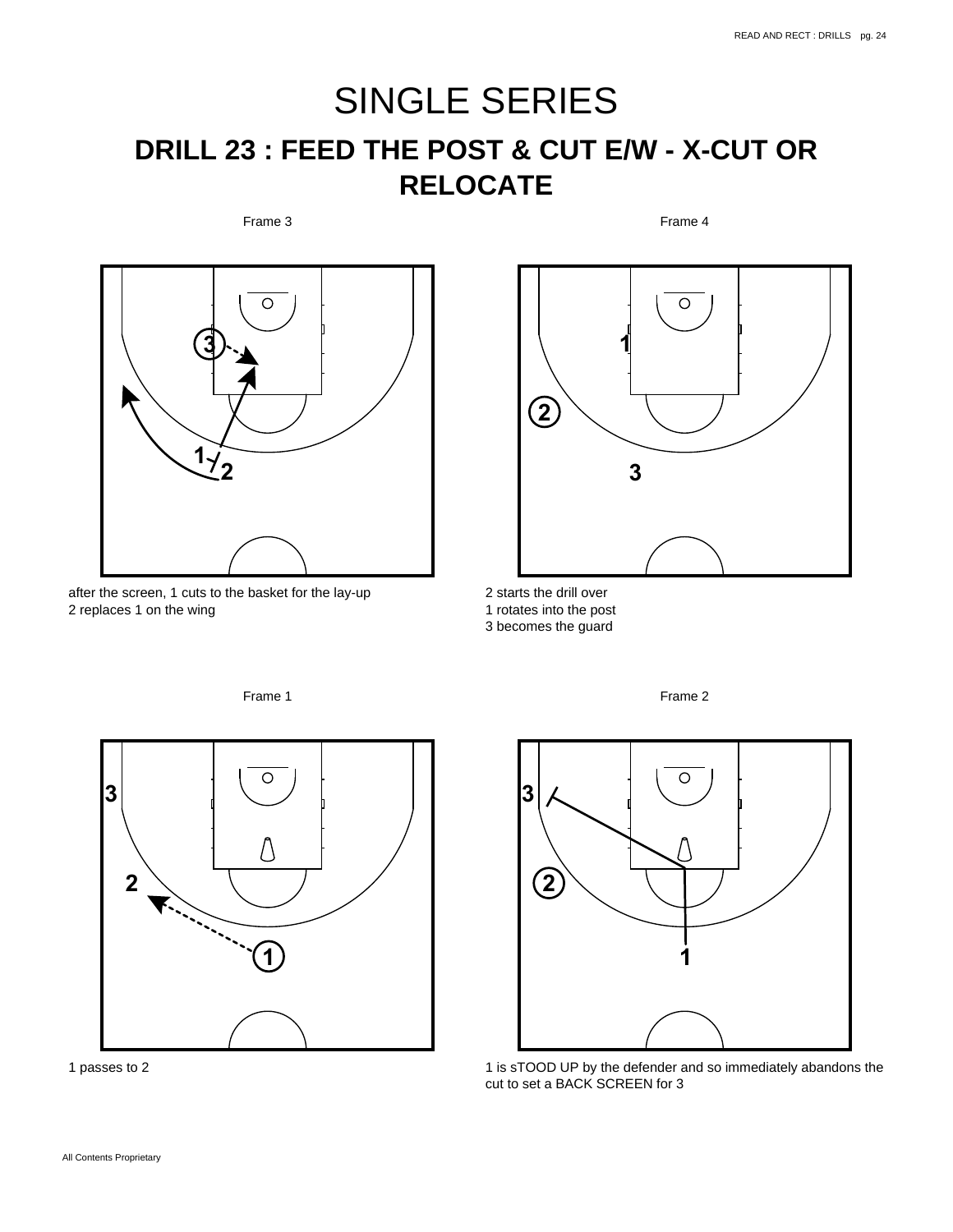# SINGLE SERIES

## DRILL 23 : FEED THE POST & CUT E/W - X-CUT OR RELOCATE

Frame 3

after the screen, 1 cuts to the basket for the lay-up
2 replaces 1 on the wing

Frame 4

2 starts the drill over
1 rotates into the post
3 becomes the guard

Frame 1

1 passes to 2

Frame 2

1 is sTOOD UP by the defender and so immediately abandons the cut to set a BACK SCREEN for 3

All Contents Proprietary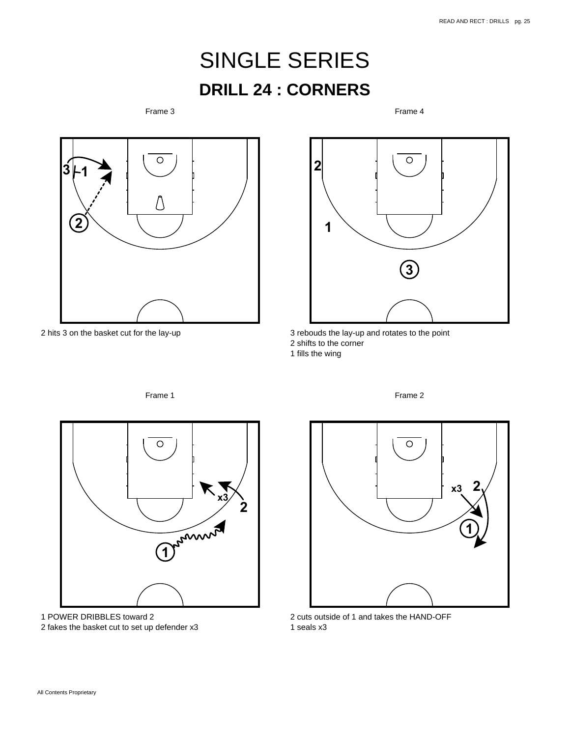# SINGLE SERIES

## DRILL 24 : CORNERS

Frame 3

2 hits 3 on the basket cut for the lay-up

Frame 4

3 rebouds the lay-up and rotates to the point
2 shifts to the corner
1 fills the wing

Frame 1

1 POWER DRIBBLES toward 2
2 fakes the basket cut to set up defender x3

Frame 2

2 cuts outside of 1 and takes the HAND-OFF
1 seals x3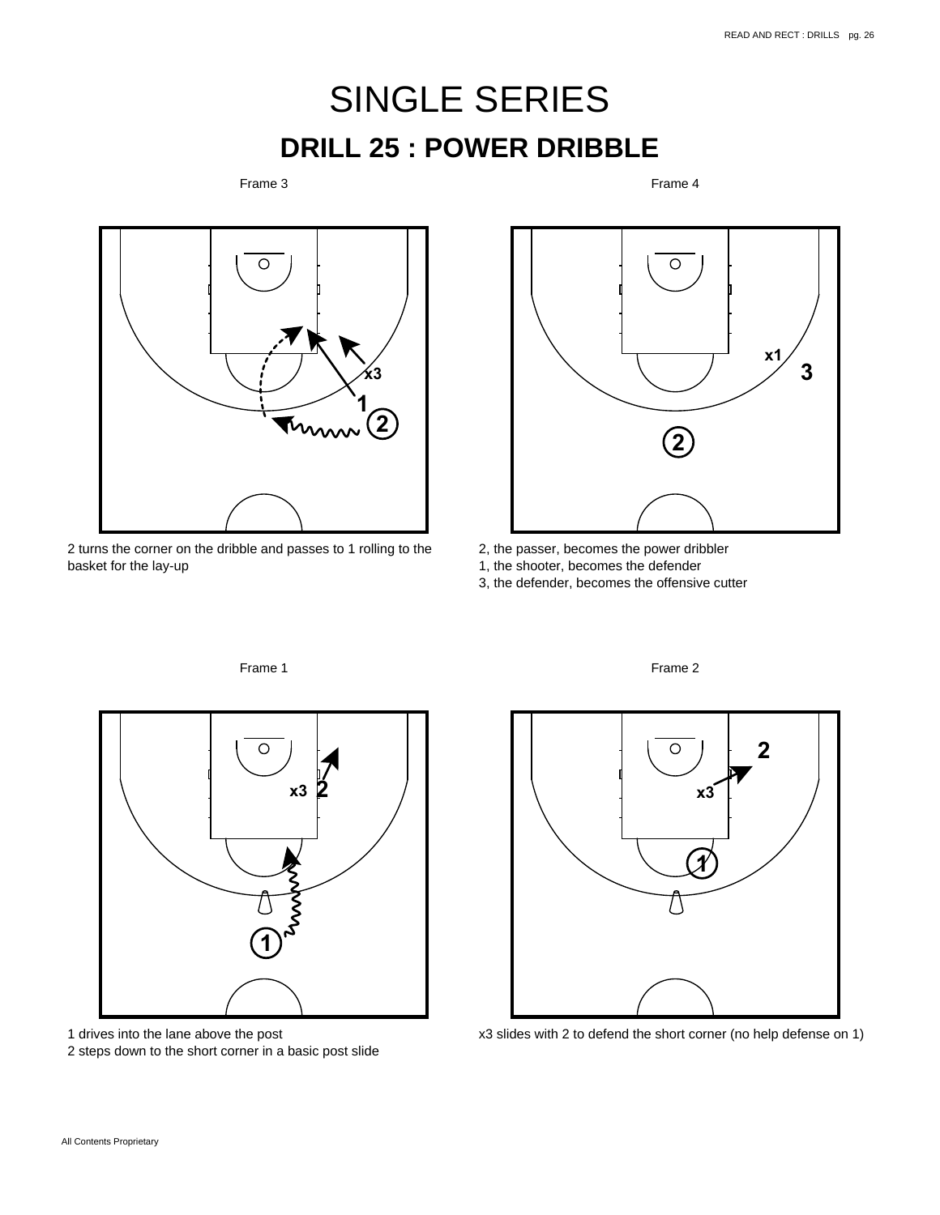# SINGLE SERIES

## DRILL 25 : POWER DRIBBLE

Frame 3

2 turns the corner on the dribble and passes to 1 rolling to the basket for the lay-up

Frame 4

2, the passer, becomes the power dribbler
1, the shooter, becomes the defender
3, the defender, becomes the offensive cutter

Frame 1

1 drives into the lane above the post
2 steps down to the short corner in a basic post slide

Frame 2

x3 slides with 2 to defend the short corner (no help defense on 1)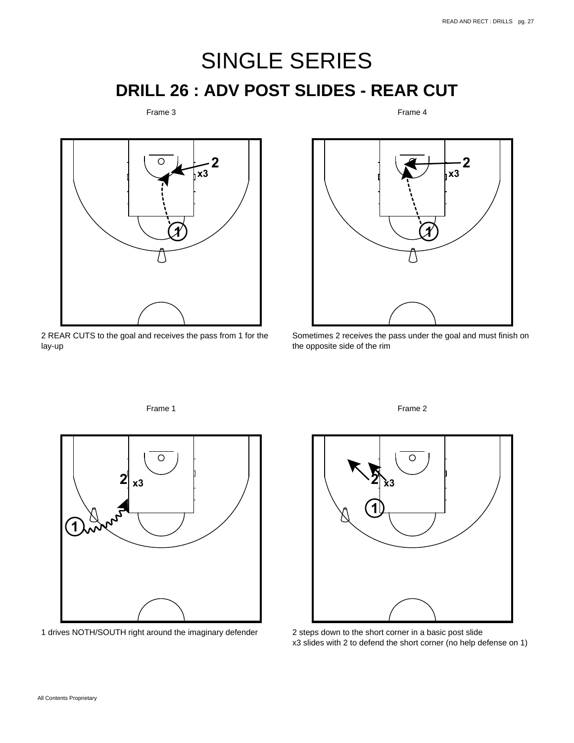# SINGLE SERIES

## DRILL 26 : ADV POST SLIDES - REAR CUT

Frame 3

2 REAR CUTS to the goal and receives the pass from 1 for the lay-up

Frame 4

Sometimes 2 receives the pass under the goal and must finish on the opposite side of the rim

Frame 1

1 drives NOTH/SOUTH right around the imaginary defender

Frame 2

2 steps down to the short corner in a basic post slide
x3 slides with 2 to defend the short corner (no help defense on 1)

All Contents Proprietary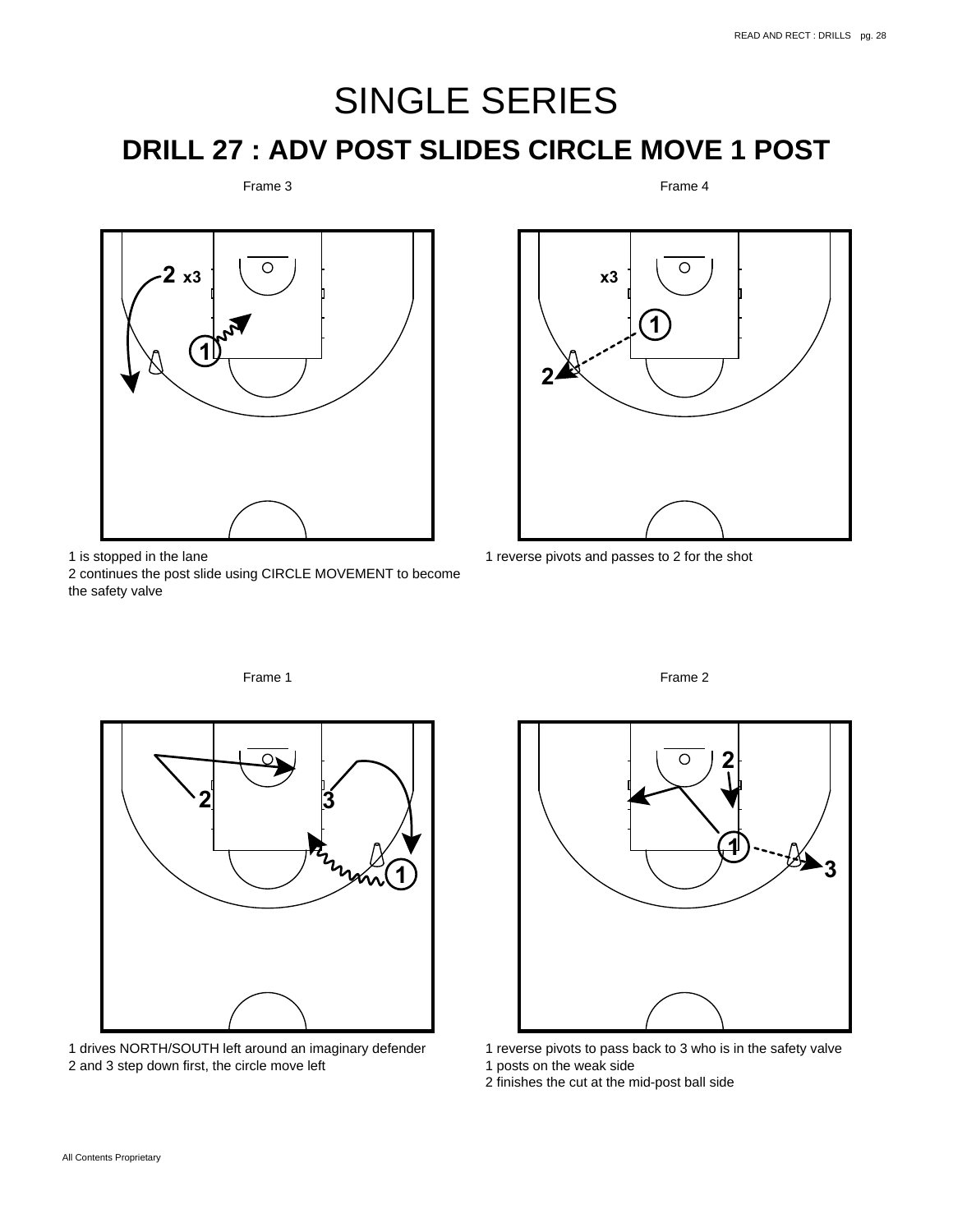# SINGLE SERIES

## DRILL 27 : ADV POST SLIDES CIRCLE MOVE 1 POST

Frame 3

1 is stopped in the lane
2 continues the post slide using CIRCLE MOVEMENT to become the safety valve

Frame 4

1 reverse pivots and passes to 2 for the shot

Frame 1

1 drives NORTH/SOUTH left around an imaginary defender
2 and 3 step down first, the circle move left

Frame 2

1 reverse pivots to pass back to 3 who is in the safety valve
1 posts on the weak side
2 finishes the cut at the mid-post ball side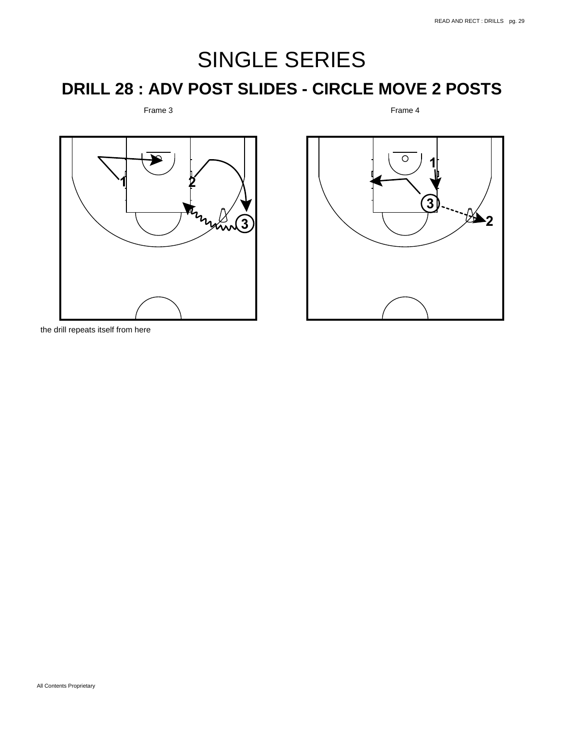# SINGLE SERIES

## DRILL 28 : ADV POST SLIDES - CIRCLE MOVE 2 POSTS

Frame 3

Frame 4

the drill repeats itself from here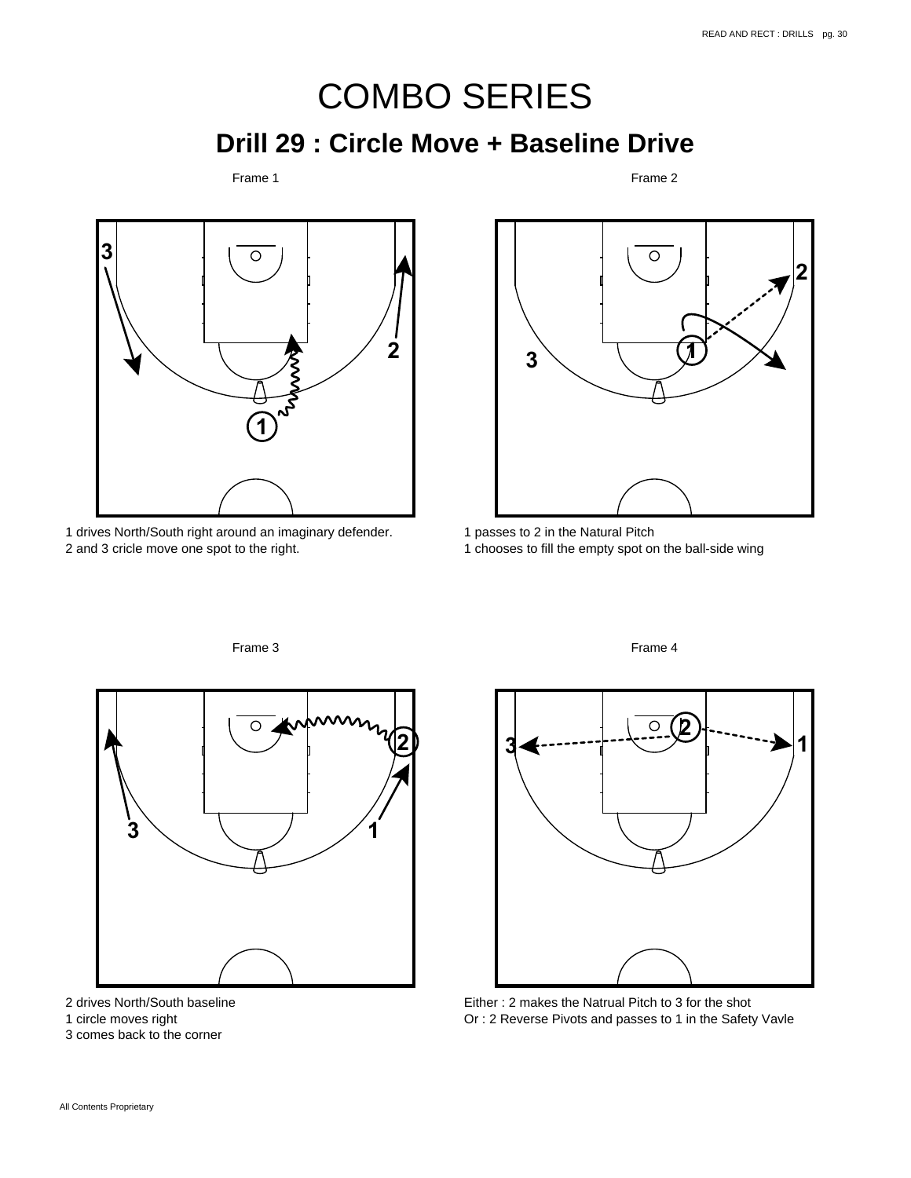# COMBO SERIES

## Drill 29 : Circle Move + Baseline Drive

Frame 1

1 drives North/South right around an imaginary defender.
2 and 3 cricle move one spot to the right.

Frame 2

1 passes to 2 in the Natural Pitch
1 chooses to fill the empty spot on the ball-side wing

Frame 3

2 drives North/South baseline
1 circle moves right
3 comes back to the corner

Frame 4

Either : 2 makes the Natrual Pitch to 3 for the shot
Or : 2 Reverse Pivots and passes to 1 in the Safety Vavle

All Contents Proprietary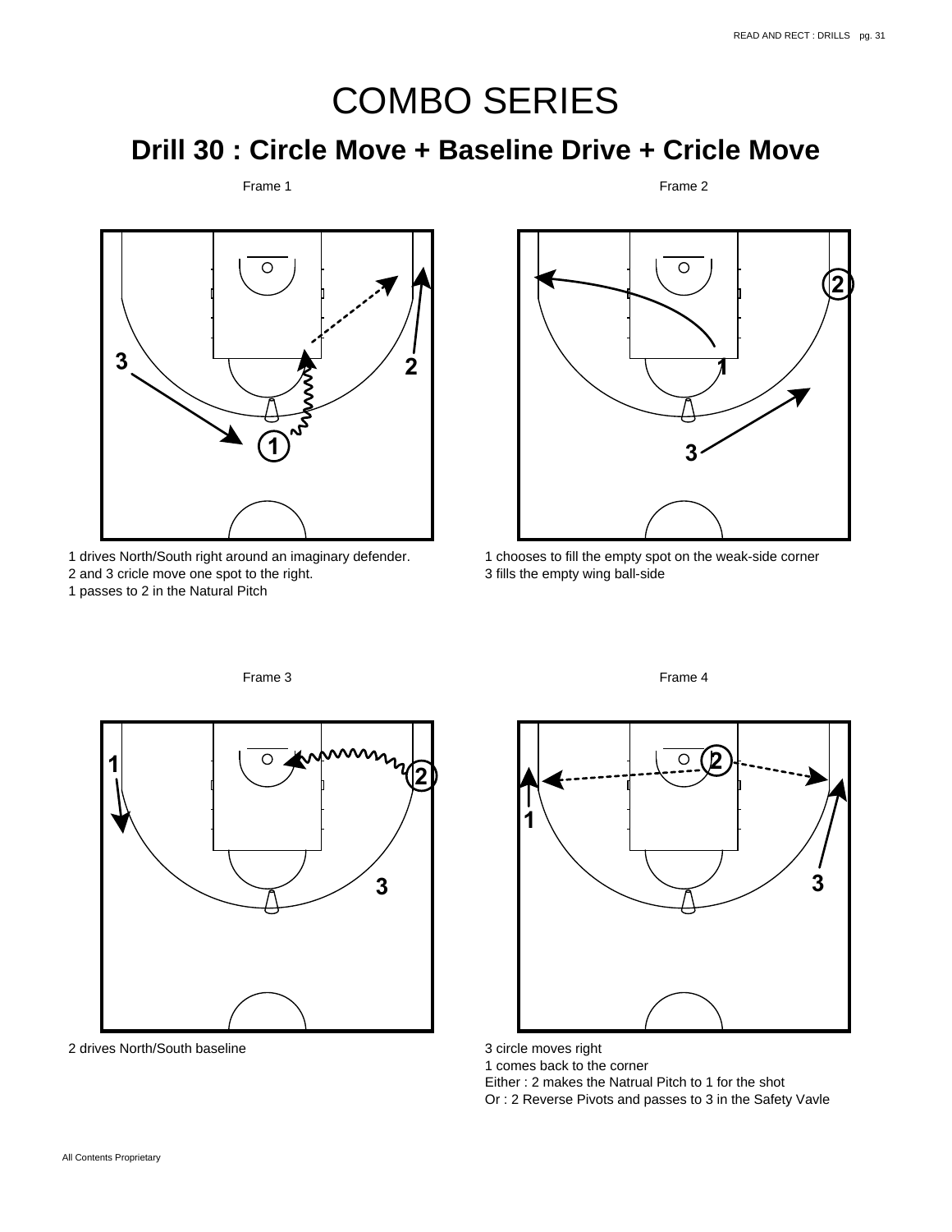# COMBO SERIES

## Drill 30 : Circle Move + Baseline Drive + Cricle Move

Frame 1

1 drives North/South right around an imaginary defender.
2 and 3 cricle move one spot to the right.
1 passes to 2 in the Natural Pitch

Frame 2

1 chooses to fill the empty spot on the weak-side corner
3 fills the empty wing ball-side

Frame 3

2 drives North/South baseline

Frame 4

3 circle moves right
1 comes back to the corner
Either : 2 makes the Natrual Pitch to 1 for the shot
Or : 2 Reverse Pivots and passes to 3 in the Safety Vavle

All Contents Proprietary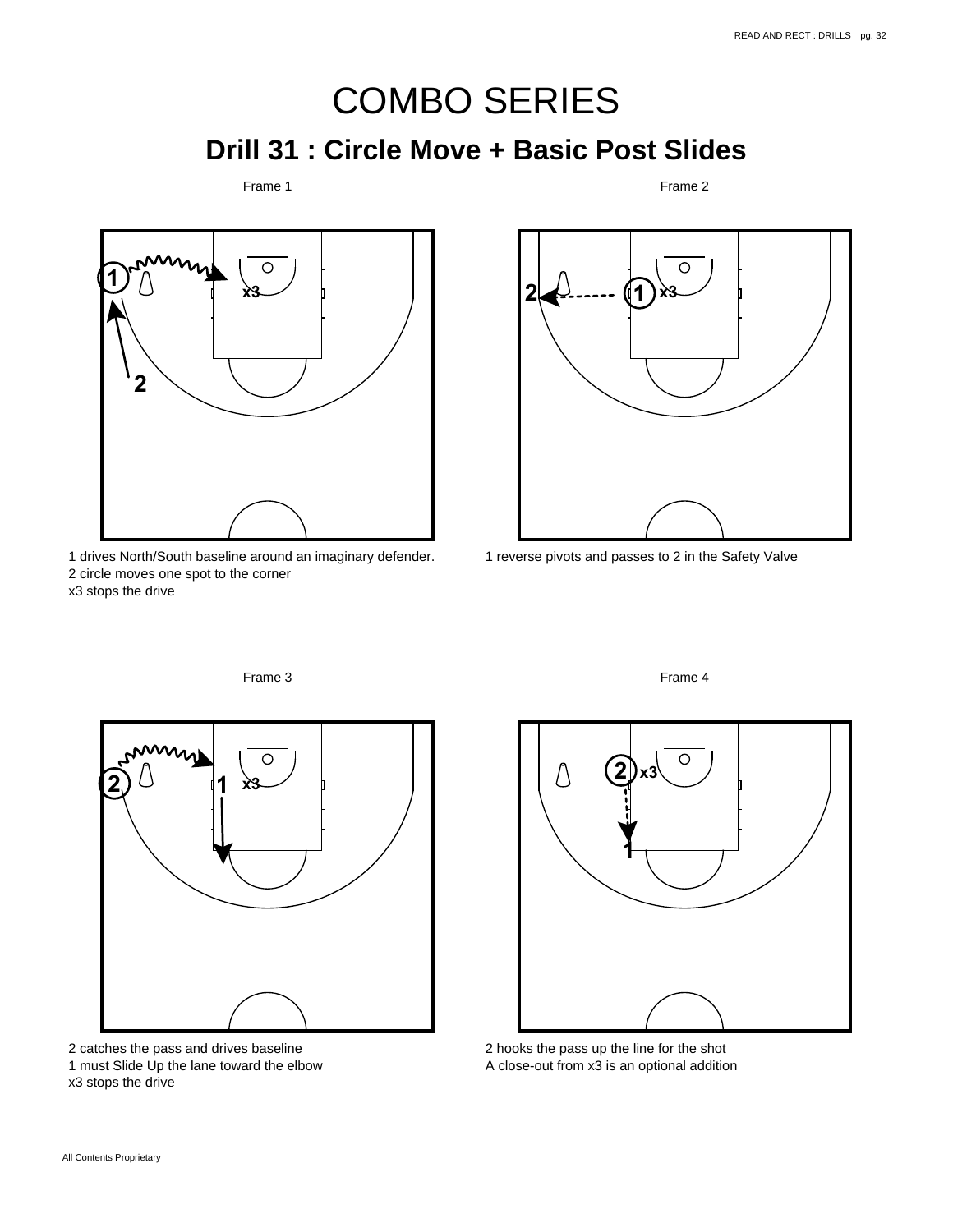# COMBO SERIES

## Drill 31 : Circle Move + Basic Post Slides

Frame 1

1 drives North/South baseline around an imaginary defender.
2 circle moves one spot to the corner
x3 stops the drive

Frame 2

1 reverse pivots and passes to 2 in the Safety Valve

Frame 3

2 catches the pass and drives baseline
1 must Slide Up the lane toward the elbow
x3 stops the drive

Frame 4

2 hooks the pass up the line for the shot
A close-out from x3 is an optional addition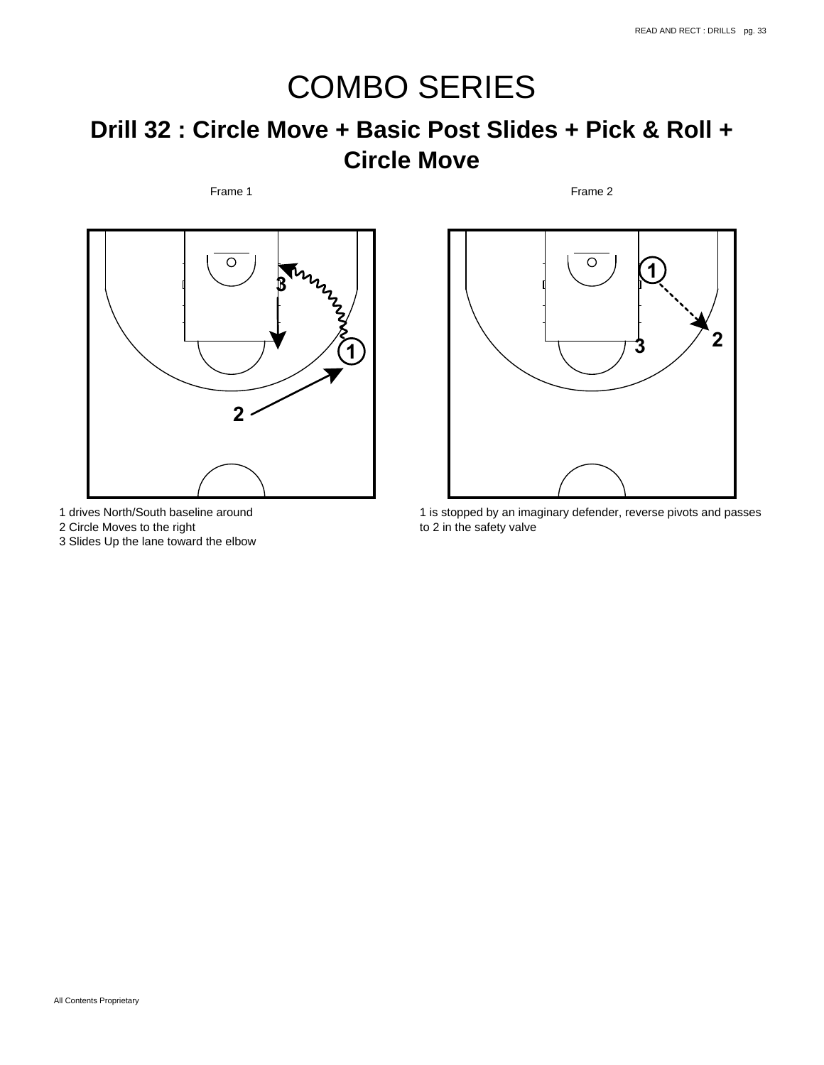# COMBO SERIES

## Drill 32 : Circle Move + Basic Post Slides + Pick & Roll + Circle Move

Frame 1

1 drives North/South baseline around
2 Circle Moves to the right
3 Slides Up the lane toward the elbow

Frame 2

1 is stopped by an imaginary defender, reverse pivots and passes to 2 in the safety valve

All Contents Proprietary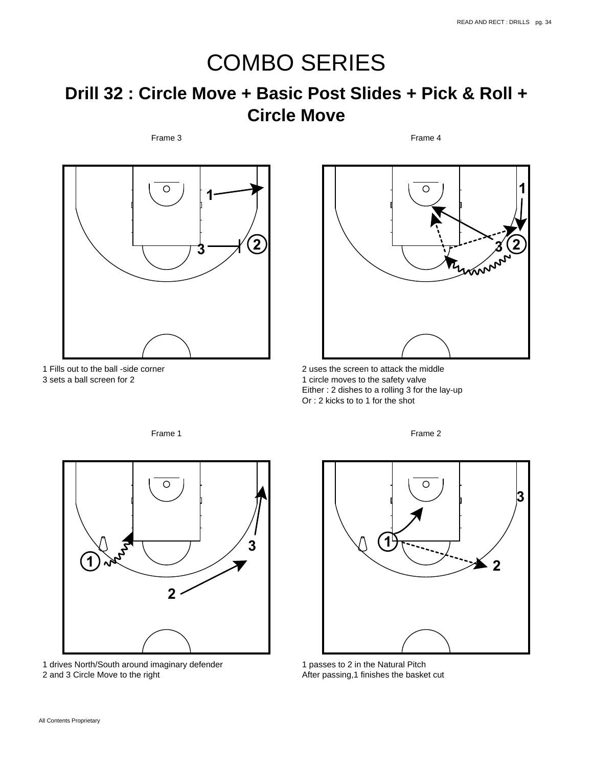# COMBO SERIES

## Drill 32 : Circle Move + Basic Post Slides + Pick & Roll + Circle Move

Frame 3

1 Fills out to the ball -side corner
3 sets a ball screen for 2

Frame 4

2 uses the screen to attack the middle
1 circle moves to the safety valve
Either : 2 dishes to a rolling 3 for the lay-up
Or : 2 kicks to to 1 for the shot

Frame 1

1 drives North/South around imaginary defender
2 and 3 Circle Move to the right

Frame 2

1 passes to 2 in the Natural Pitch
After passing,1 finishes the basket cut

All Contents Proprietary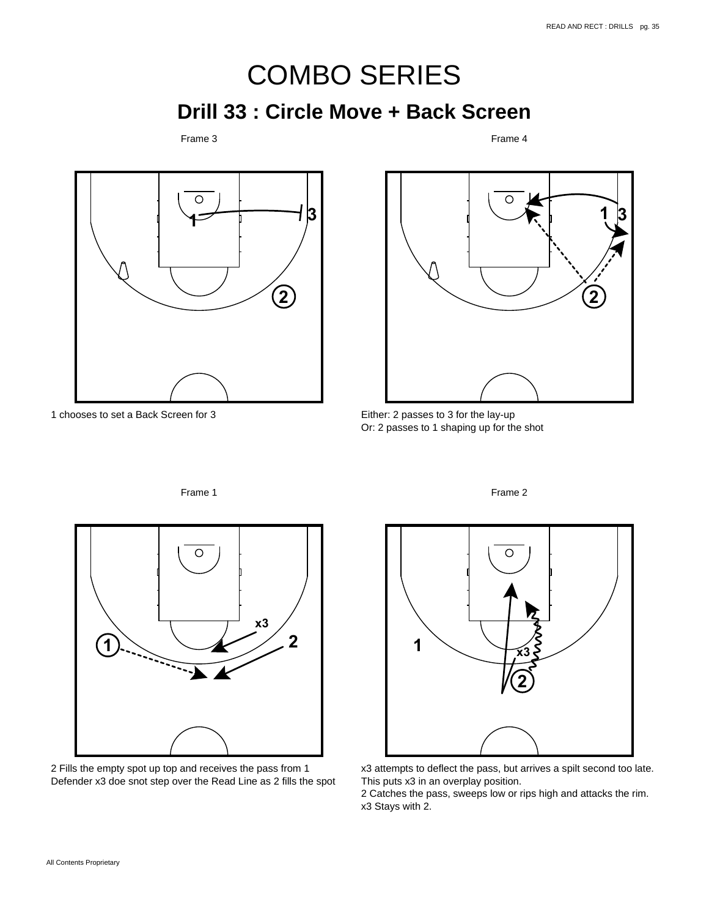# COMBO SERIES

## Drill 33 : Circle Move + Back Screen

Frame 3

1 chooses to set a Back Screen for 3

Frame 4

Either: 2 passes to 3 for the lay-up
Or: 2 passes to 1 shaping up for the shot

Frame 1

2 Fills the empty spot up top and receives the pass from 1
Defender x3 doe snot step over the Read Line as 2 fills the spot

Frame 2

x3 attempts to deflect the pass, but arrives a spilt second too late.
This puts x3 in an overplay position.
2 Catches the pass, sweeps low or rips high and attacks the rim.
x3 Stays with 2.

All Contents Proprietary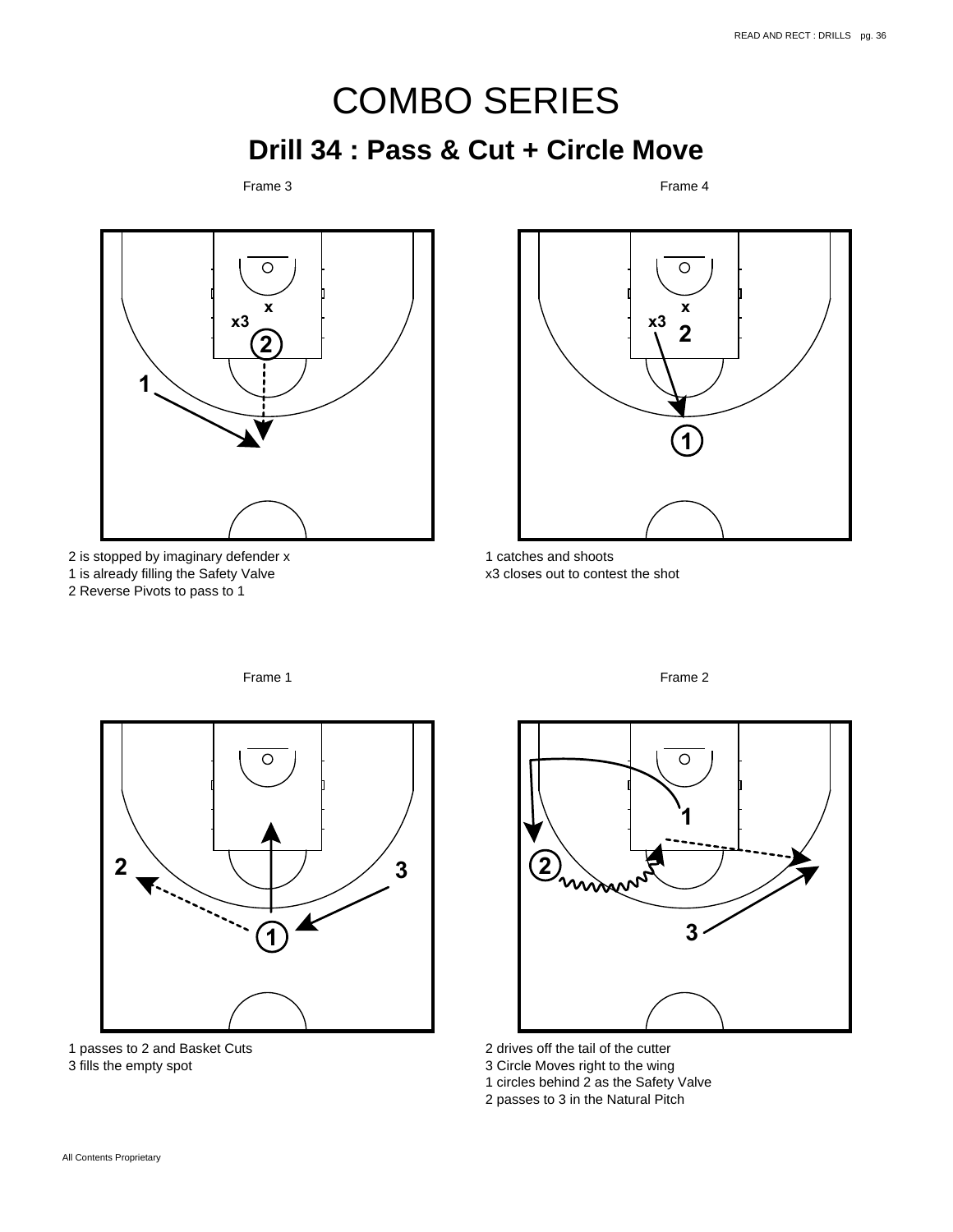# COMBO SERIES

## Drill 34 : Pass & Cut + Circle Move

Frame 3

2 is stopped by imaginary defender x
1 is already filling the Safety Valve
2 Reverse Pivots to pass to 1

Frame 4

1 catches and shoots
x3 closes out to contest the shot

Frame 1

1 passes to 2 and Basket Cuts
3 fills the empty spot

Frame 2

2 drives off the tail of the cutter
3 Circle Moves right to the wing
1 circles behind 2 as the Safety Valve
2 passes to 3 in the Natural Pitch

All Contents Proprietary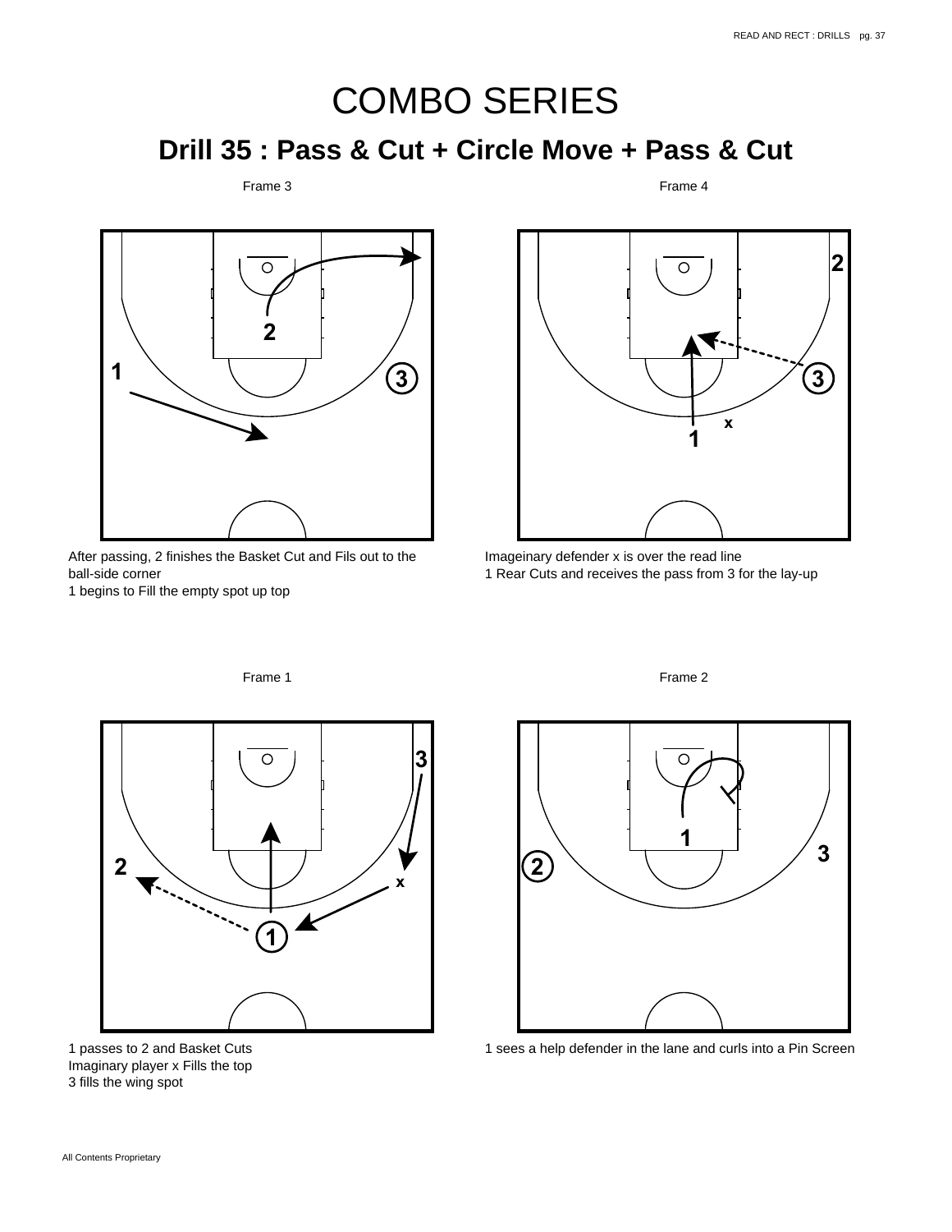# COMBO SERIES

## Drill 35 : Pass & Cut + Circle Move + Pass & Cut

Frame 3

After passing, 2 finishes the Basket Cut and Fils out to the ball-side corner
1 begins to Fill the empty spot up top

Frame 4

Imageinary defender x is over the read line
1 Rear Cuts and receives the pass from 3 for the lay-up

Frame 1

1 passes to 2 and Basket Cuts
Imaginary player x Fills the top
3 fills the wing spot

Frame 2

1 sees a help defender in the lane and curls into a Pin Screen

All Contents Proprietary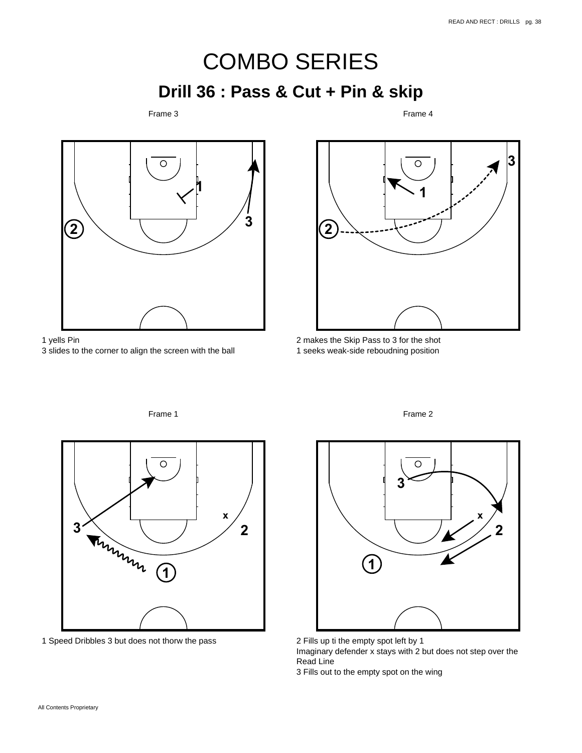# COMBO SERIES

## Drill 36 : Pass & Cut + Pin & skip

Frame 3

1 yells Pin
3 slides to the corner to align the screen with the ball

Frame 4

2 makes the Skip Pass to 3 for the shot
1 seeks weak-side reboudning position

Frame 1

1 Speed Dribbles 3 but does not thorw the pass

Frame 2

2 Fills up ti the empty spot left by 1
Imaginary defender x stays with 2 but does not step over the Read Line
3 Fills out to the empty spot on the wing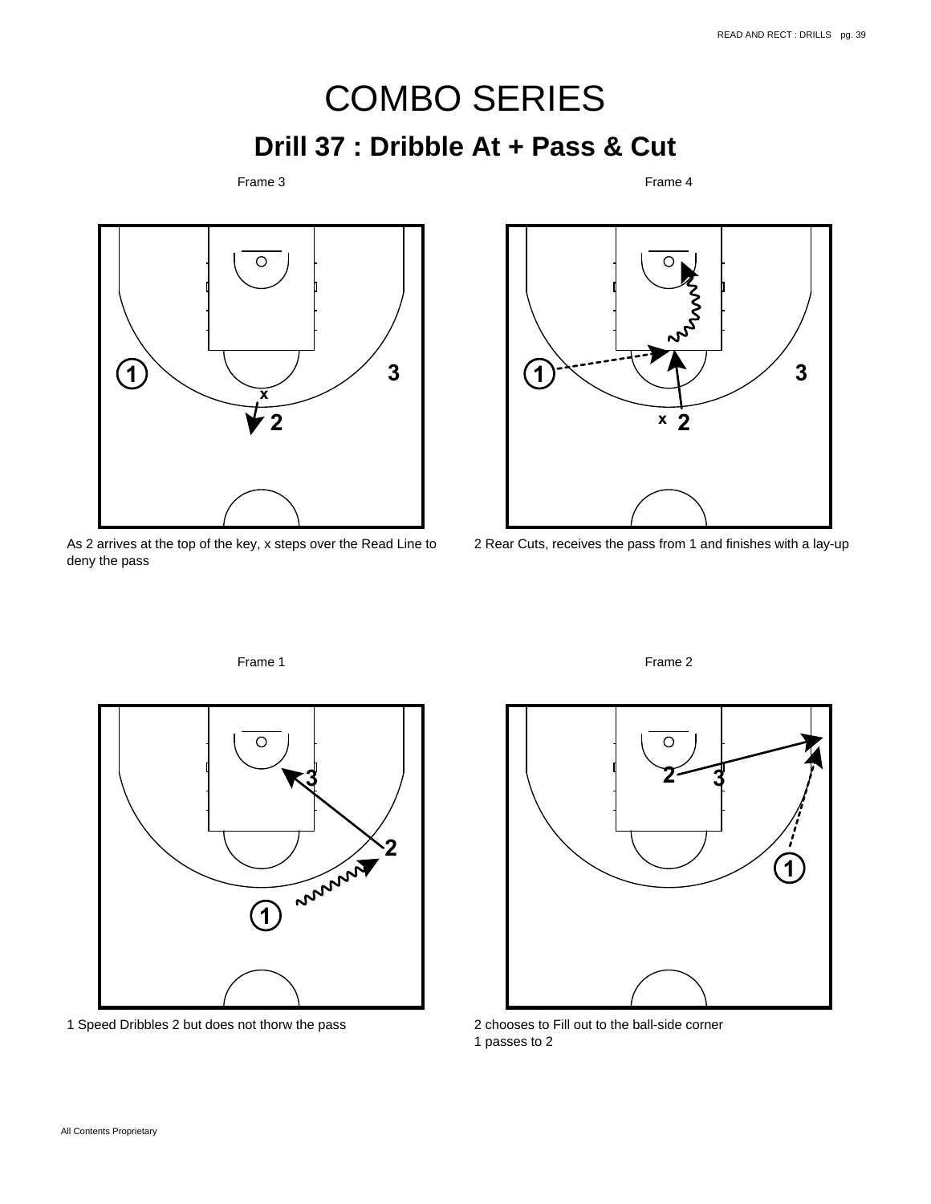# COMBO SERIES

## Drill 37 : Dribble At + Pass & Cut

Frame 3

As 2 arrives at the top of the key, x steps over the Read Line to deny the pass

Frame 4

2 Rear Cuts, receives the pass from 1 and finishes with a lay-up

Frame 1

1 Speed Dribbles 2 but does not thorw the pass

Frame 2

2 chooses to Fill out to the ball-side corner
1 passes to 2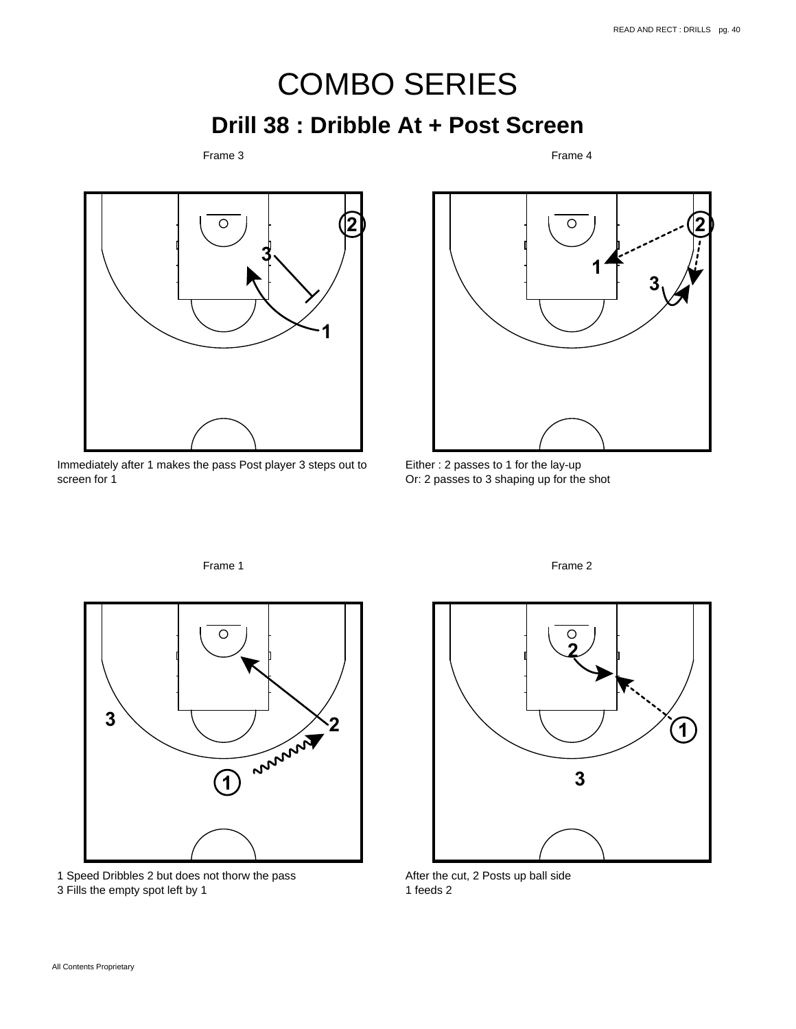# COMBO SERIES

## Drill 38 : Dribble At + Post Screen

Frame 3

Immediately after 1 makes the pass Post player 3 steps out to screen for 1

Frame 4

Either : 2 passes to 1 for the lay-up
Or: 2 passes to 3 shaping up for the shot

Frame 1

1 Speed Dribbles 2 but does not thorw the pass
3 Fills the empty spot left by 1

Frame 2

After the cut, 2 Posts up ball side
1 feeds 2

All Contents Proprietary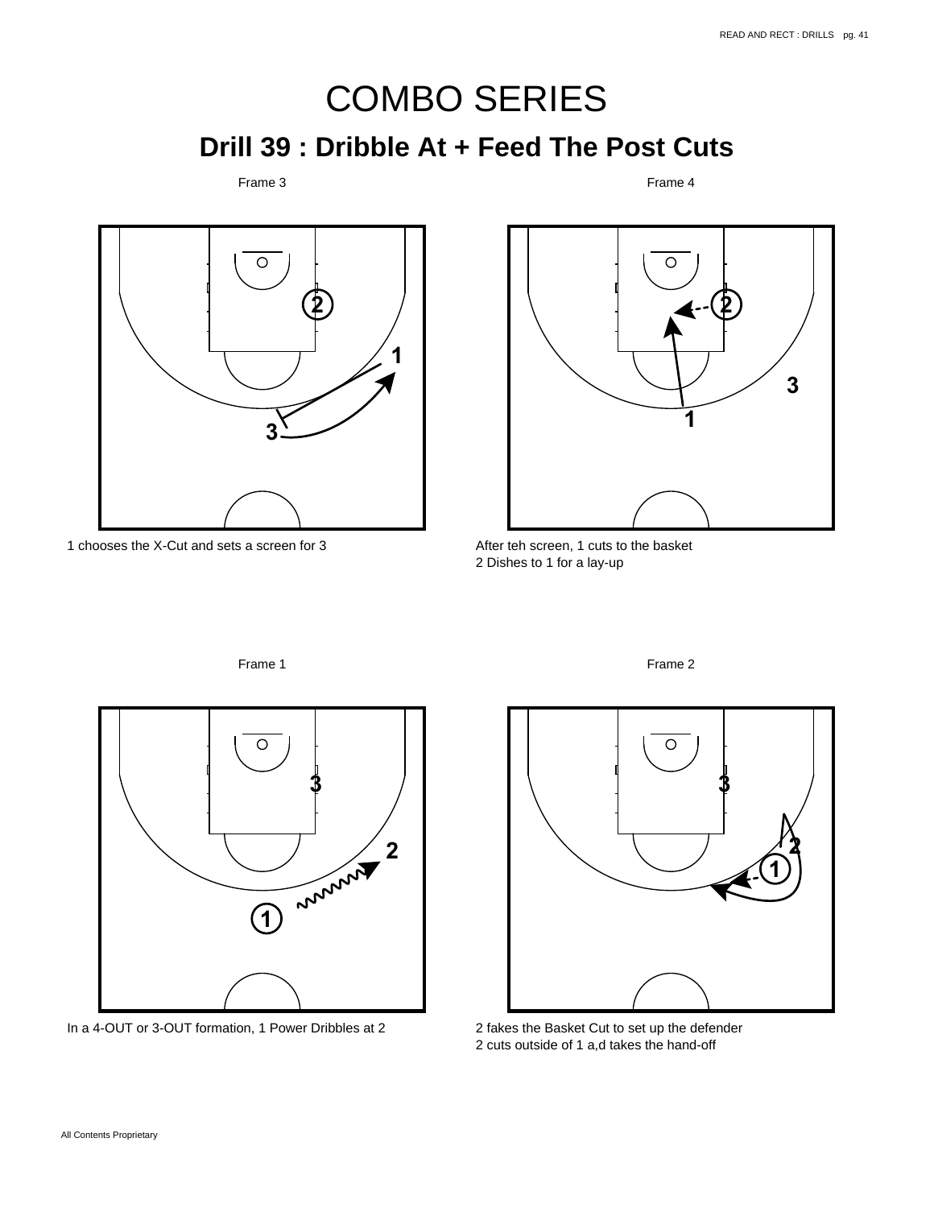# COMBO SERIES

## Drill 39 : Dribble At + Feed The Post Cuts

Frame 3

1 chooses the X-Cut and sets a screen for 3

Frame 4

After teh screen, 1 cuts to the basket
2 Dishes to 1 for a lay-up

Frame 1

In a 4-OUT or 3-OUT formation, 1 Power Dribbles at 2

Frame 2

2 fakes the Basket Cut to set up the defender
2 cuts outside of 1 a,d takes the hand-off

All Contents Proprietary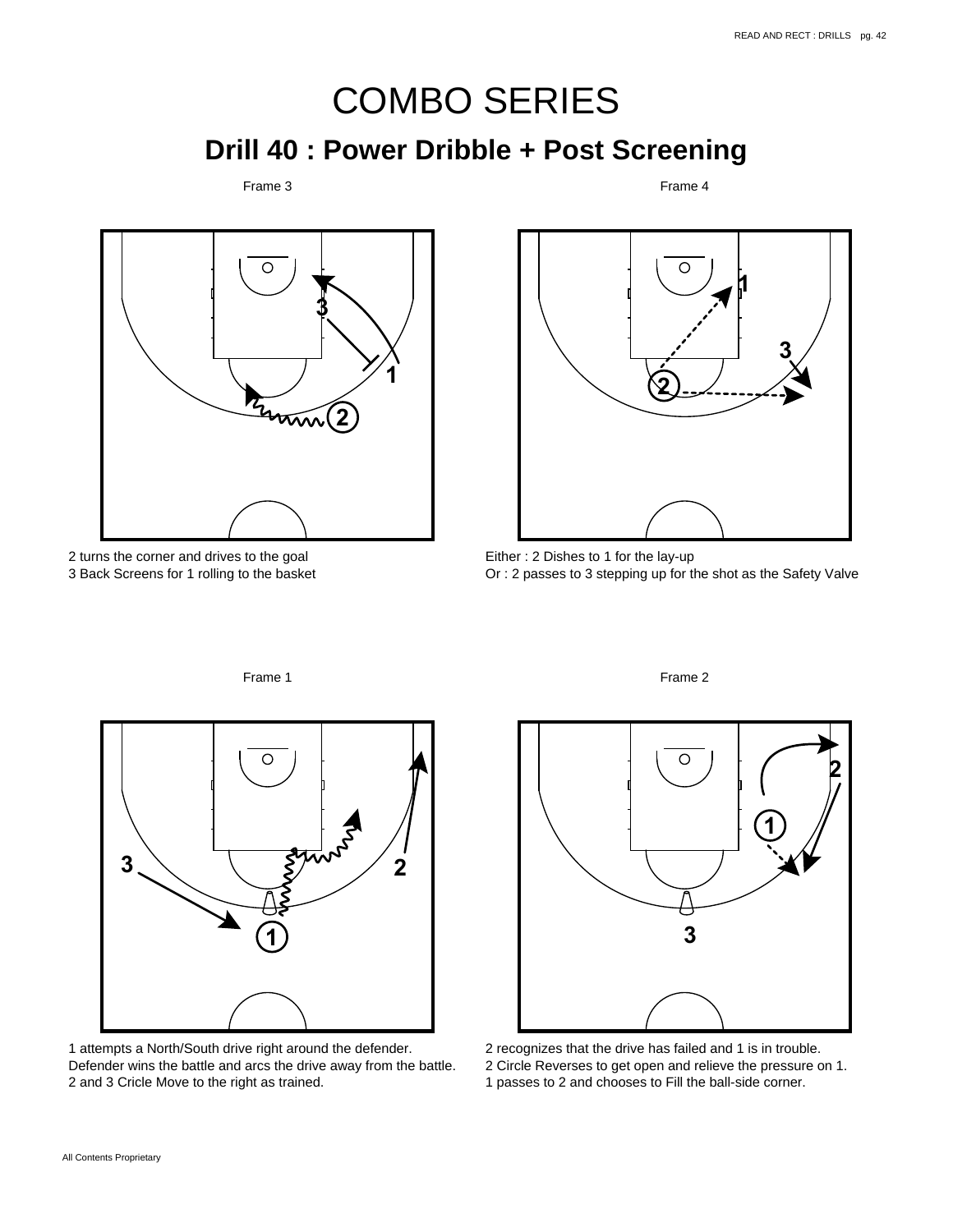# COMBO SERIES

## Drill 40 : Power Dribble + Post Screening

Frame 3

2 turns the corner and drives to the goal
3 Back Screens for 1 rolling to the basket

Frame 4

Either : 2 Dishes to 1 for the lay-up
Or : 2 passes to 3 stepping up for the shot as the Safety Valve

Frame 1

1 attempts a North/South drive right around the defender.
Defender wins the battle and arcs the drive away from the battle.
2 and 3 Cricle Move to the right as trained.

Frame 2

2 recognizes that the drive has failed and 1 is in trouble.
2 Circle Reverses to get open and relieve the pressure on 1.
1 passes to 2 and chooses to Fill the ball-side corner.

All Contents Proprietary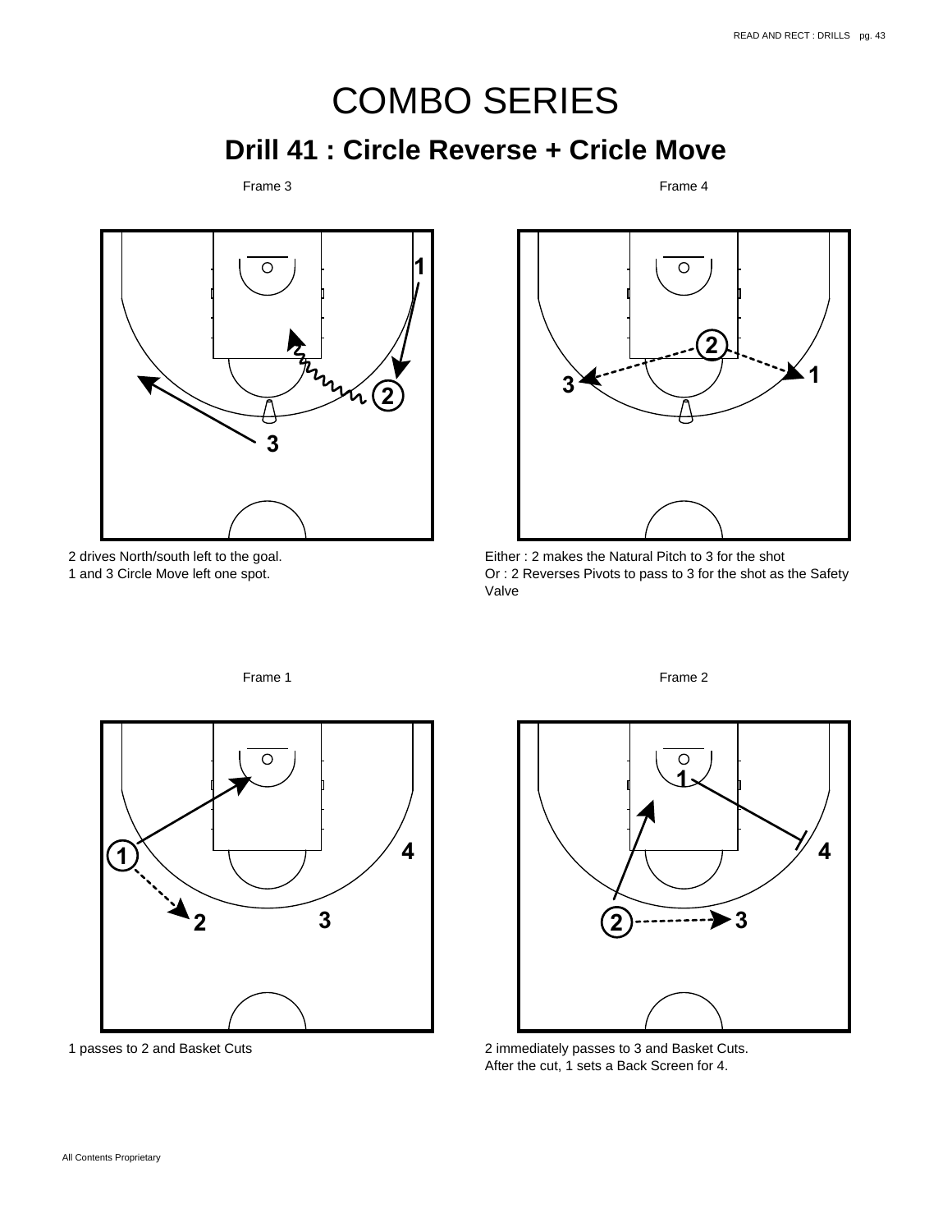# COMBO SERIES

## Drill 41 : Circle Reverse + Cricle Move

Frame 3

2 drives North/south left to the goal.
1 and 3 Circle Move left one spot.

Frame 4

Either : 2 makes the Natural Pitch to 3 for the shot
Or : 2 Reverses Pivots to pass to 3 for the shot as the Safety Valve

Frame 1

1 passes to 2 and Basket Cuts

Frame 2

2 immediately passes to 3 and Basket Cuts.
After the cut, 1 sets a Back Screen for 4.

All Contents Proprietary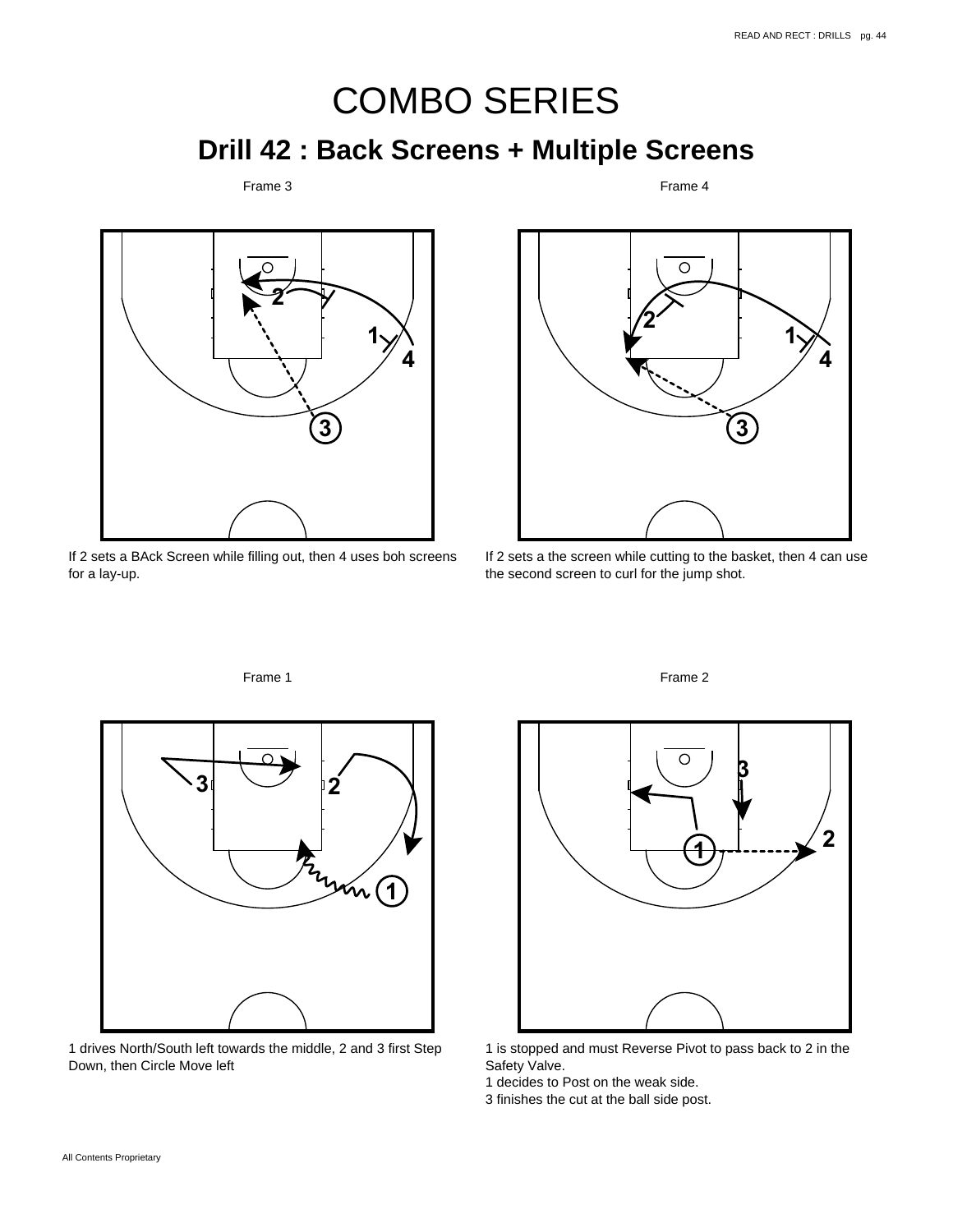# COMBO SERIES

## Drill 42 : Back Screens + Multiple Screens

Frame 3

If 2 sets a BAck Screen while filling out, then 4 uses boh screens for a lay-up.

Frame 4

If 2 sets a the screen while cutting to the basket, then 4 can use the second screen to curl for the jump shot.

Frame 1

1 drives North/South left towards the middle, 2 and 3 first Step Down, then Circle Move left

Frame 2

1 is stopped and must Reverse Pivot to pass back to 2 in the Safety Valve.
1 decides to Post on the weak side.
3 finishes the cut at the ball side post.

All Contents Proprietary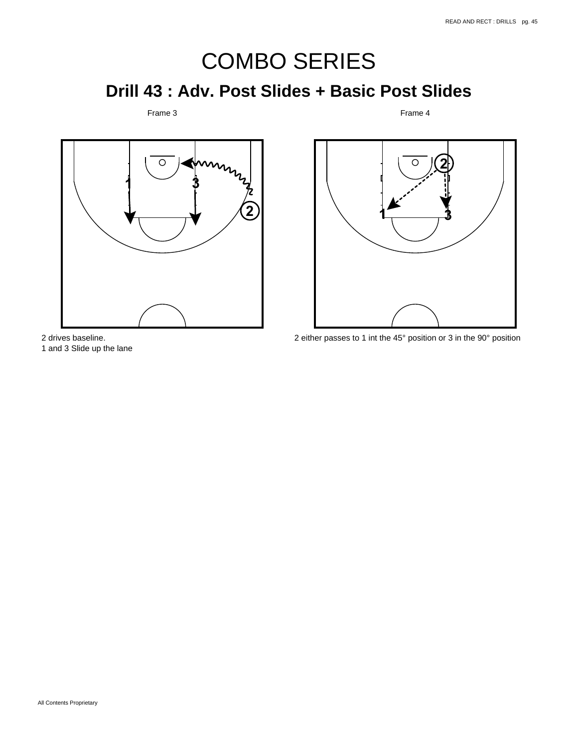# COMBO SERIES

## Drill 43 : Adv. Post Slides + Basic Post Slides

Frame 3

Frame 4

2 drives baseline.
1 and 3 Slide up the lane

2 either passes to 1 int the 45° position or 3 in the 90° position